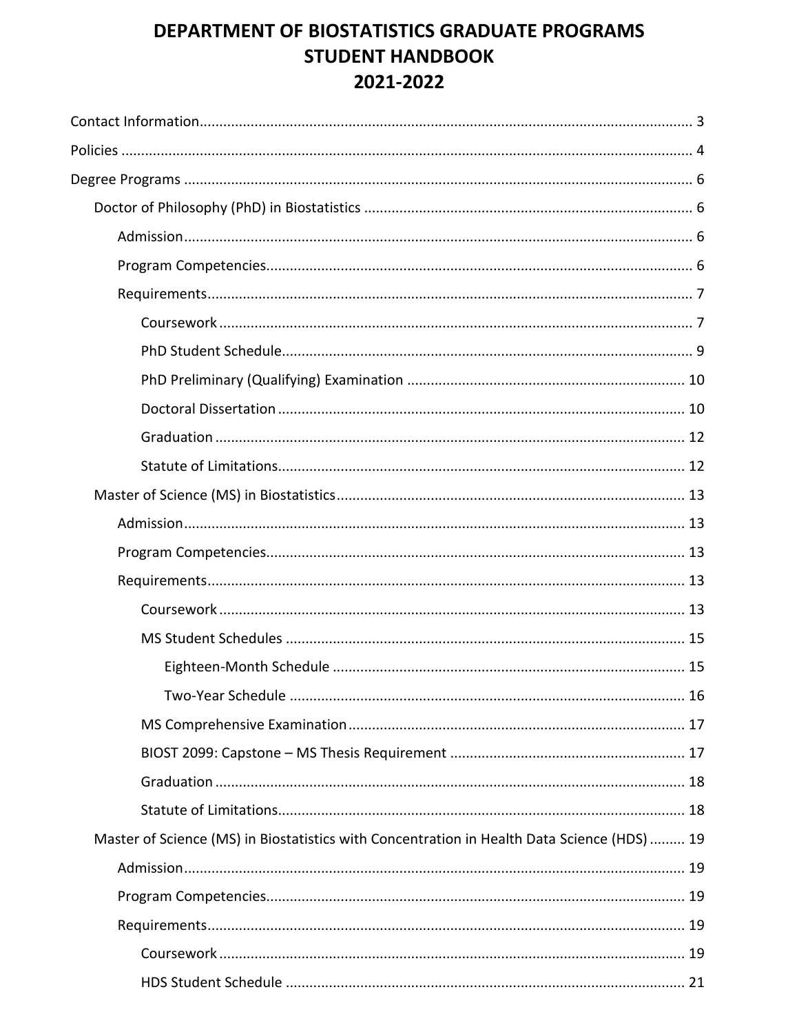# DEPARTMENT OF BIOSTATISTICS GRADUATE PROGRAMS
# STUDENT HANDBOOK
# 2021-2022

- Contact Information ........ 3
- Policies ........ 4
- Degree Programs ........ 6
  - Doctor of Philosophy (PhD) in Biostatistics ........ 6
    - Admission ........ 6
    - Program Competencies ........ 6
    - Requirements ........ 7
      - Coursework ........ 7
      - PhD Student Schedule ........ 9
      - PhD Preliminary (Qualifying) Examination ........ 10
      - Doctoral Dissertation ........ 10
      - Graduation ........ 12
      - Statute of Limitations ........ 12
  - Master of Science (MS) in Biostatistics ........ 13
    - Admission ........ 13
    - Program Competencies ........ 13
    - Requirements ........ 13
      - Coursework ........ 13
      - MS Student Schedules ........ 15
        - Eighteen-Month Schedule ........ 15
        - Two-Year Schedule ........ 16
      - MS Comprehensive Examination ........ 17
      - BIOST 2099: Capstone – MS Thesis Requirement ........ 17
      - Graduation ........ 18
      - Statute of Limitations ........ 18
  - Master of Science (MS) in Biostatistics with Concentration in Health Data Science (HDS) ........ 19
    - Admission ........ 19
    - Program Competencies ........ 19
    - Requirements ........ 19
      - Coursework ........ 19
      - HDS Student Schedule ........ 21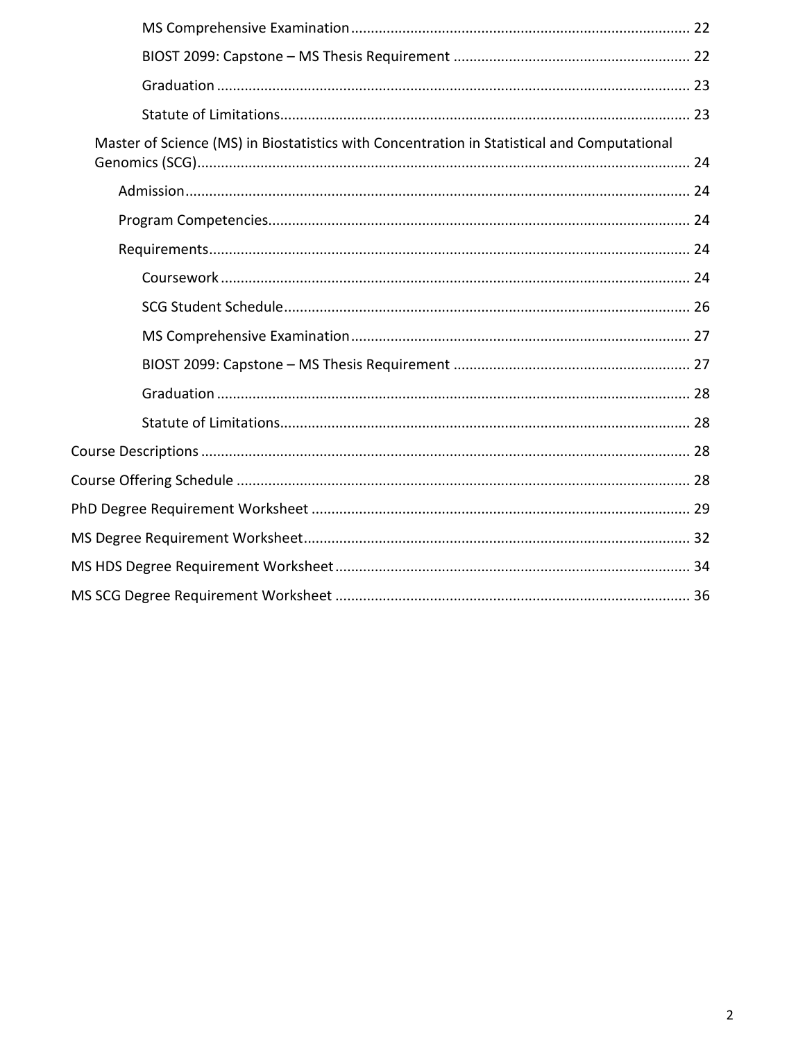- MS Comprehensive Examination ........ 22
- BIOST 2099: Capstone – MS Thesis Requirement ........ 22
- Graduation ........ 23
- Statute of Limitations ........ 23

Master of Science (MS) in Biostatistics with Concentration in Statistical and Computational Genomics (SCG) ........ 24

- Admission ........ 24
- Program Competencies ........ 24
- Requirements ........ 24
  - Coursework ........ 24
  - SCG Student Schedule ........ 26
  - MS Comprehensive Examination ........ 27
  - BIOST 2099: Capstone – MS Thesis Requirement ........ 27
  - Graduation ........ 28
  - Statute of Limitations ........ 28

Course Descriptions ........ 28

Course Offering Schedule ........ 28

PhD Degree Requirement Worksheet ........ 29

MS Degree Requirement Worksheet ........ 32

MS HDS Degree Requirement Worksheet ........ 34

MS SCG Degree Requirement Worksheet ........ 36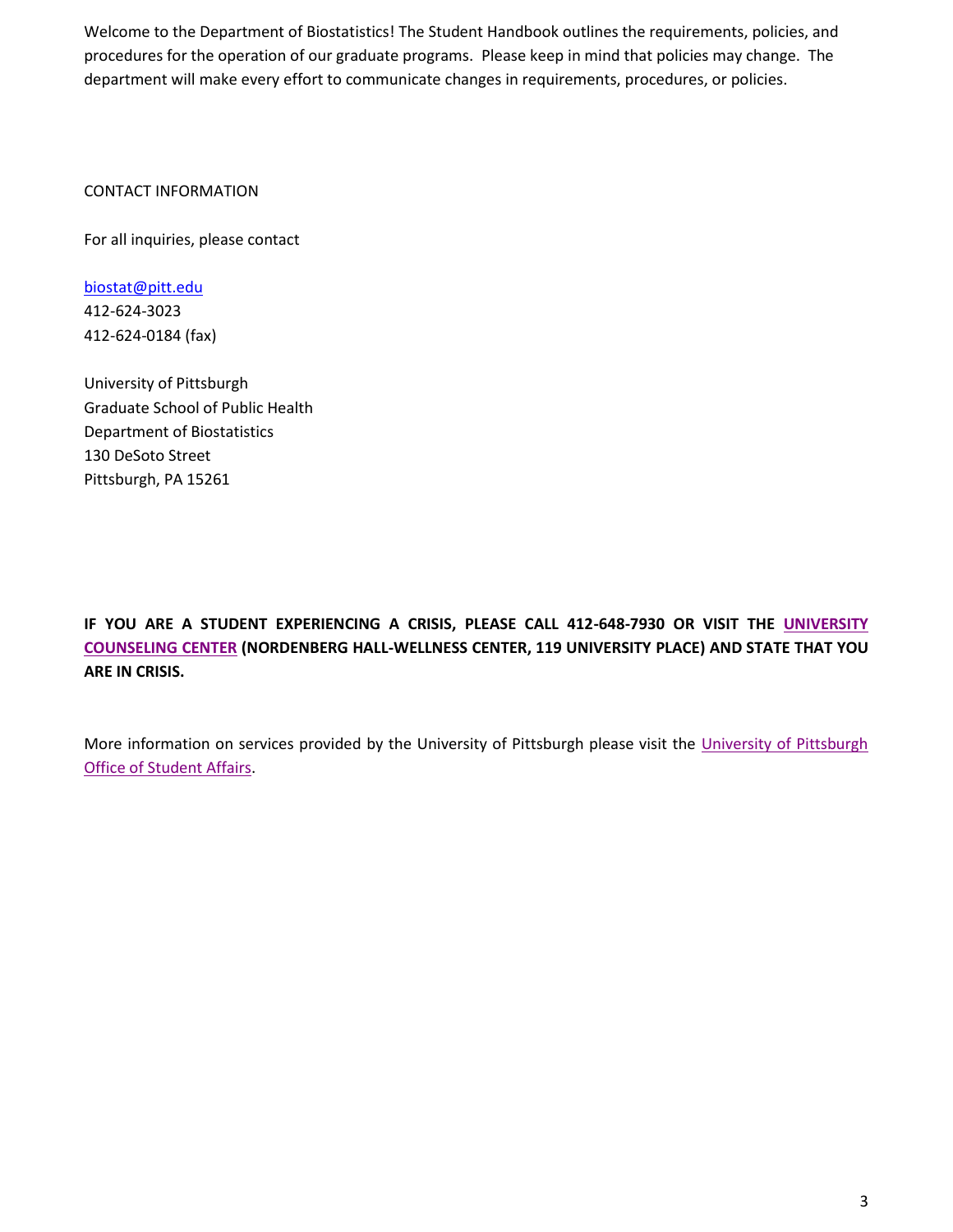Welcome to the Department of Biostatistics! The Student Handbook outlines the requirements, policies, and procedures for the operation of our graduate programs. Please keep in mind that policies may change. The department will make every effort to communicate changes in requirements, procedures, or policies.

CONTACT INFORMATION

For all inquiries, please contact

biostat@pitt.edu
412-624-3023
412-624-0184 (fax)

University of Pittsburgh
Graduate School of Public Health
Department of Biostatistics
130 DeSoto Street
Pittsburgh, PA 15261

**IF YOU ARE A STUDENT EXPERIENCING A CRISIS, PLEASE CALL 412-648-7930 OR VISIT THE UNIVERSITY COUNSELING CENTER (NORDENBERG HALL-WELLNESS CENTER, 119 UNIVERSITY PLACE) AND STATE THAT YOU ARE IN CRISIS.**

More information on services provided by the University of Pittsburgh please visit the University of Pittsburgh Office of Student Affairs.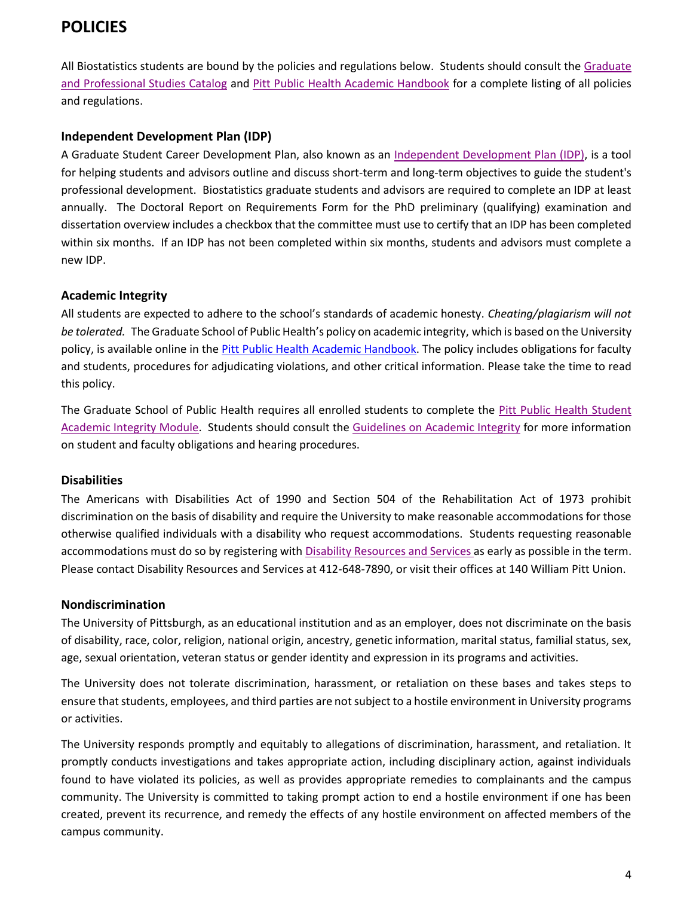# POLICIES

All Biostatistics students are bound by the policies and regulations below. Students should consult the Graduate and Professional Studies Catalog and Pitt Public Health Academic Handbook for a complete listing of all policies and regulations.

### Independent Development Plan (IDP)

A Graduate Student Career Development Plan, also known as an Independent Development Plan (IDP), is a tool for helping students and advisors outline and discuss short-term and long-term objectives to guide the student's professional development. Biostatistics graduate students and advisors are required to complete an IDP at least annually. The Doctoral Report on Requirements Form for the PhD preliminary (qualifying) examination and dissertation overview includes a checkbox that the committee must use to certify that an IDP has been completed within six months. If an IDP has not been completed within six months, students and advisors must complete a new IDP.

### Academic Integrity

All students are expected to adhere to the school's standards of academic honesty. *Cheating/plagiarism will not be tolerated.* The Graduate School of Public Health's policy on academic integrity, which is based on the University policy, is available online in the Pitt Public Health Academic Handbook. The policy includes obligations for faculty and students, procedures for adjudicating violations, and other critical information. Please take the time to read this policy.

The Graduate School of Public Health requires all enrolled students to complete the Pitt Public Health Student Academic Integrity Module. Students should consult the Guidelines on Academic Integrity for more information on student and faculty obligations and hearing procedures.

### Disabilities

The Americans with Disabilities Act of 1990 and Section 504 of the Rehabilitation Act of 1973 prohibit discrimination on the basis of disability and require the University to make reasonable accommodations for those otherwise qualified individuals with a disability who request accommodations. Students requesting reasonable accommodations must do so by registering with Disability Resources and Services as early as possible in the term. Please contact Disability Resources and Services at 412-648-7890, or visit their offices at 140 William Pitt Union.

### Nondiscrimination

The University of Pittsburgh, as an educational institution and as an employer, does not discriminate on the basis of disability, race, color, religion, national origin, ancestry, genetic information, marital status, familial status, sex, age, sexual orientation, veteran status or gender identity and expression in its programs and activities.

The University does not tolerate discrimination, harassment, or retaliation on these bases and takes steps to ensure that students, employees, and third parties are not subject to a hostile environment in University programs or activities.

The University responds promptly and equitably to allegations of discrimination, harassment, and retaliation. It promptly conducts investigations and takes appropriate action, including disciplinary action, against individuals found to have violated its policies, as well as provides appropriate remedies to complainants and the campus community. The University is committed to taking prompt action to end a hostile environment if one has been created, prevent its recurrence, and remedy the effects of any hostile environment on affected members of the campus community.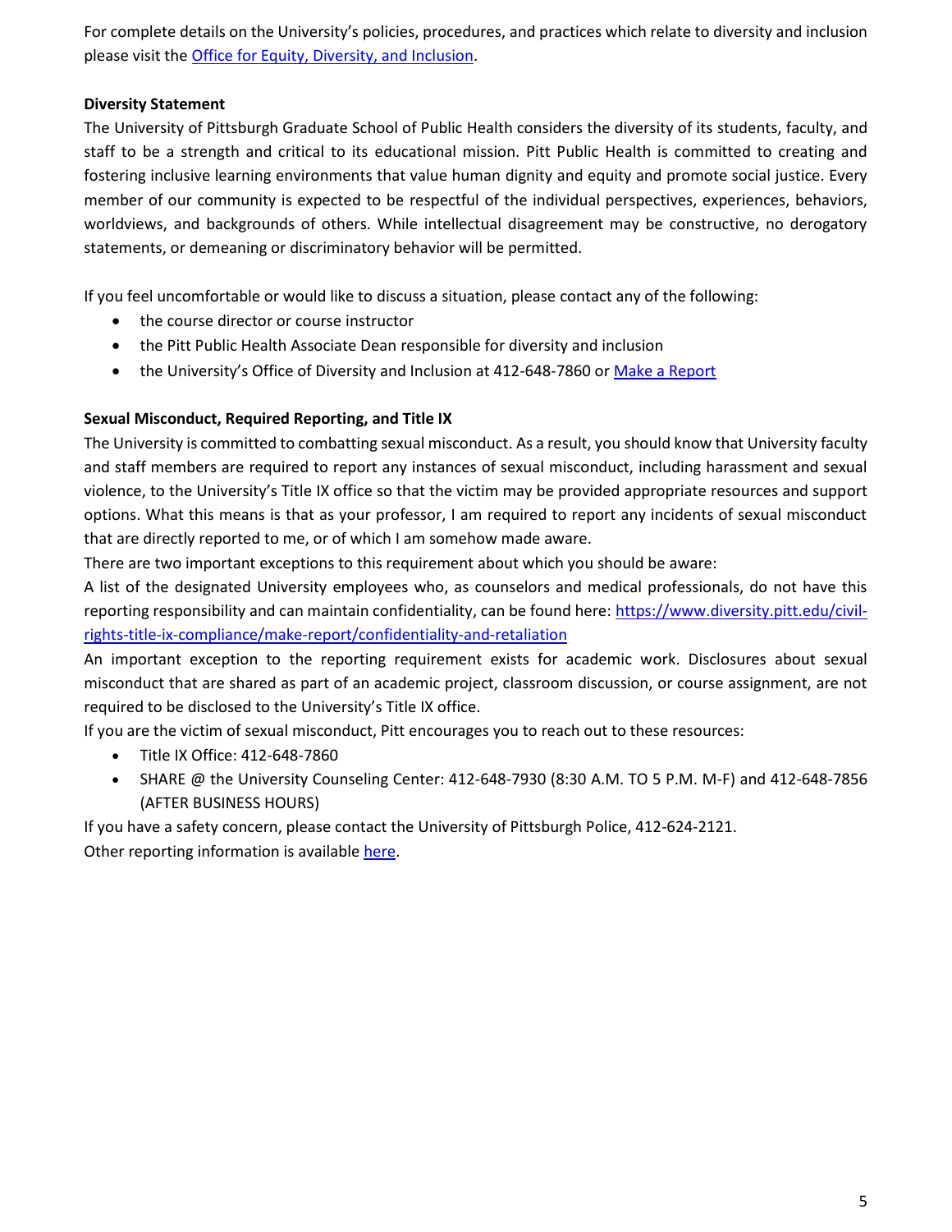For complete details on the University's policies, procedures, and practices which relate to diversity and inclusion please visit the [Office for Equity, Diversity, and Inclusion](Office for Equity, Diversity, and Inclusion).

**Diversity Statement**

The University of Pittsburgh Graduate School of Public Health considers the diversity of its students, faculty, and staff to be a strength and critical to its educational mission. Pitt Public Health is committed to creating and fostering inclusive learning environments that value human dignity and equity and promote social justice. Every member of our community is expected to be respectful of the individual perspectives, experiences, behaviors, worldviews, and backgrounds of others. While intellectual disagreement may be constructive, no derogatory statements, or demeaning or discriminatory behavior will be permitted.

If you feel uncomfortable or would like to discuss a situation, please contact any of the following:

- the course director or course instructor
- the Pitt Public Health Associate Dean responsible for diversity and inclusion
- the University's Office of Diversity and Inclusion at 412-648-7860 or Make a Report

**Sexual Misconduct, Required Reporting, and Title IX**

The University is committed to combatting sexual misconduct. As a result, you should know that University faculty and staff members are required to report any instances of sexual misconduct, including harassment and sexual violence, to the University's Title IX office so that the victim may be provided appropriate resources and support options. What this means is that as your professor, I am required to report any incidents of sexual misconduct that are directly reported to me, or of which I am somehow made aware.

There are two important exceptions to this requirement about which you should be aware:

A list of the designated University employees who, as counselors and medical professionals, do not have this reporting responsibility and can maintain confidentiality, can be found here: https://www.diversity.pitt.edu/civil-rights-title-ix-compliance/make-report/confidentiality-and-retaliation

An important exception to the reporting requirement exists for academic work. Disclosures about sexual misconduct that are shared as part of an academic project, classroom discussion, or course assignment, are not required to be disclosed to the University's Title IX office.

If you are the victim of sexual misconduct, Pitt encourages you to reach out to these resources:

- Title IX Office: 412-648-7860
- SHARE @ the University Counseling Center: 412-648-7930 (8:30 A.M. TO 5 P.M. M-F) and 412-648-7856 (AFTER BUSINESS HOURS)

If you have a safety concern, please contact the University of Pittsburgh Police, 412-624-2121.

Other reporting information is available here.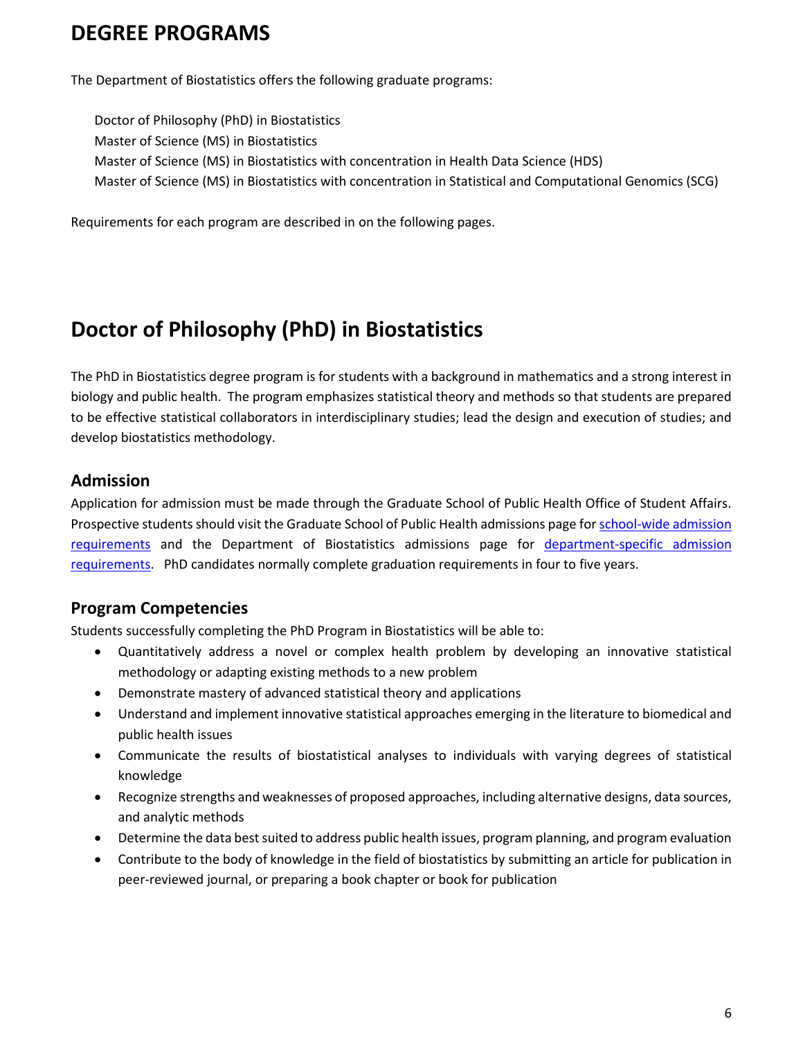# DEGREE PROGRAMS

The Department of Biostatistics offers the following graduate programs:

Doctor of Philosophy (PhD) in Biostatistics
Master of Science (MS) in Biostatistics
Master of Science (MS) in Biostatistics with concentration in Health Data Science (HDS)
Master of Science (MS) in Biostatistics with concentration in Statistical and Computational Genomics (SCG)

Requirements for each program are described in on the following pages.

# Doctor of Philosophy (PhD) in Biostatistics

The PhD in Biostatistics degree program is for students with a background in mathematics and a strong interest in biology and public health. The program emphasizes statistical theory and methods so that students are prepared to be effective statistical collaborators in interdisciplinary studies; lead the design and execution of studies; and develop biostatistics methodology.

## Admission

Application for admission must be made through the Graduate School of Public Health Office of Student Affairs. Prospective students should visit the Graduate School of Public Health admissions page for school-wide admission requirements and the Department of Biostatistics admissions page for department-specific admission requirements. PhD candidates normally complete graduation requirements in four to five years.

## Program Competencies

Students successfully completing the PhD Program in Biostatistics will be able to:

- Quantitatively address a novel or complex health problem by developing an innovative statistical methodology or adapting existing methods to a new problem
- Demonstrate mastery of advanced statistical theory and applications
- Understand and implement innovative statistical approaches emerging in the literature to biomedical and public health issues
- Communicate the results of biostatistical analyses to individuals with varying degrees of statistical knowledge
- Recognize strengths and weaknesses of proposed approaches, including alternative designs, data sources, and analytic methods
- Determine the data best suited to address public health issues, program planning, and program evaluation
- Contribute to the body of knowledge in the field of biostatistics by submitting an article for publication in peer-reviewed journal, or preparing a book chapter or book for publication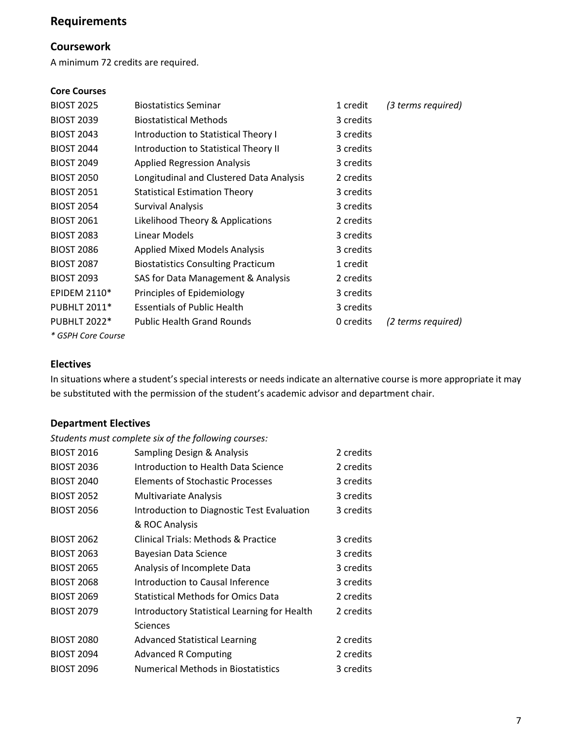## Requirements

### Coursework

A minimum 72 credits are required.

#### Core Courses

| | | | |
|---|---|---|---|
| BIOST 2025 | Biostatistics Seminar | 1 credit | *(3 terms required)* |
| BIOST 2039 | Biostatistical Methods | 3 credits | |
| BIOST 2043 | Introduction to Statistical Theory I | 3 credits | |
| BIOST 2044 | Introduction to Statistical Theory II | 3 credits | |
| BIOST 2049 | Applied Regression Analysis | 3 credits | |
| BIOST 2050 | Longitudinal and Clustered Data Analysis | 2 credits | |
| BIOST 2051 | Statistical Estimation Theory | 3 credits | |
| BIOST 2054 | Survival Analysis | 3 credits | |
| BIOST 2061 | Likelihood Theory & Applications | 2 credits | |
| BIOST 2083 | Linear Models | 3 credits | |
| BIOST 2086 | Applied Mixed Models Analysis | 3 credits | |
| BIOST 2087 | Biostatistics Consulting Practicum | 1 credit | |
| BIOST 2093 | SAS for Data Management & Analysis | 2 credits | |
| EPIDEM 2110* | Principles of Epidemiology | 3 credits | |
| PUBHLT 2011* | Essentials of Public Health | 3 credits | |
| PUBHLT 2022* | Public Health Grand Rounds | 0 credits | *(2 terms required)* |

*\* GSPH Core Course*

### Electives

In situations where a student's special interests or needs indicate an alternative course is more appropriate it may be substituted with the permission of the student's academic advisor and department chair.

### Department Electives

*Students must complete six of the following courses:*

| | | |
|---|---|---|
| BIOST 2016 | Sampling Design & Analysis | 2 credits |
| BIOST 2036 | Introduction to Health Data Science | 2 credits |
| BIOST 2040 | Elements of Stochastic Processes | 3 credits |
| BIOST 2052 | Multivariate Analysis | 3 credits |
| BIOST 2056 | Introduction to Diagnostic Test Evaluation & ROC Analysis | 3 credits |
| BIOST 2062 | Clinical Trials: Methods & Practice | 3 credits |
| BIOST 2063 | Bayesian Data Science | 3 credits |
| BIOST 2065 | Analysis of Incomplete Data | 3 credits |
| BIOST 2068 | Introduction to Causal Inference | 3 credits |
| BIOST 2069 | Statistical Methods for Omics Data | 2 credits |
| BIOST 2079 | Introductory Statistical Learning for Health Sciences | 2 credits |
| BIOST 2080 | Advanced Statistical Learning | 2 credits |
| BIOST 2094 | Advanced R Computing | 2 credits |
| BIOST 2096 | Numerical Methods in Biostatistics | 3 credits |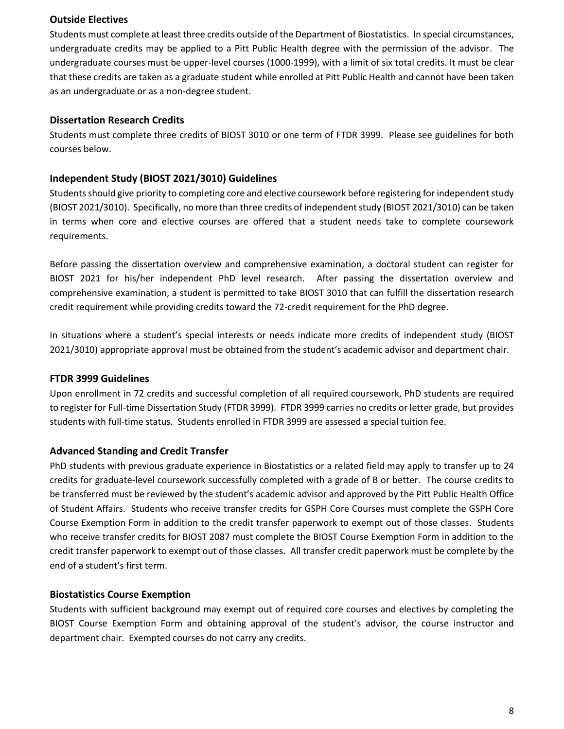### Outside Electives

Students must complete at least three credits outside of the Department of Biostatistics. In special circumstances, undergraduate credits may be applied to a Pitt Public Health degree with the permission of the advisor. The undergraduate courses must be upper-level courses (1000-1999), with a limit of six total credits. It must be clear that these credits are taken as a graduate student while enrolled at Pitt Public Health and cannot have been taken as an undergraduate or as a non-degree student.

### Dissertation Research Credits

Students must complete three credits of BIOST 3010 or one term of FTDR 3999. Please see guidelines for both courses below.

### Independent Study (BIOST 2021/3010) Guidelines

Students should give priority to completing core and elective coursework before registering for independent study (BIOST 2021/3010). Specifically, no more than three credits of independent study (BIOST 2021/3010) can be taken in terms when core and elective courses are offered that a student needs take to complete coursework requirements.

Before passing the dissertation overview and comprehensive examination, a doctoral student can register for BIOST 2021 for his/her independent PhD level research. After passing the dissertation overview and comprehensive examination, a student is permitted to take BIOST 3010 that can fulfill the dissertation research credit requirement while providing credits toward the 72-credit requirement for the PhD degree.

In situations where a student's special interests or needs indicate more credits of independent study (BIOST 2021/3010) appropriate approval must be obtained from the student's academic advisor and department chair.

### FTDR 3999 Guidelines

Upon enrollment in 72 credits and successful completion of all required coursework, PhD students are required to register for Full-time Dissertation Study (FTDR 3999). FTDR 3999 carries no credits or letter grade, but provides students with full-time status. Students enrolled in FTDR 3999 are assessed a special tuition fee.

### Advanced Standing and Credit Transfer

PhD students with previous graduate experience in Biostatistics or a related field may apply to transfer up to 24 credits for graduate-level coursework successfully completed with a grade of B or better. The course credits to be transferred must be reviewed by the student's academic advisor and approved by the Pitt Public Health Office of Student Affairs. Students who receive transfer credits for GSPH Core Courses must complete the GSPH Core Course Exemption Form in addition to the credit transfer paperwork to exempt out of those classes. Students who receive transfer credits for BIOST 2087 must complete the BIOST Course Exemption Form in addition to the credit transfer paperwork to exempt out of those classes. All transfer credit paperwork must be complete by the end of a student's first term.

### Biostatistics Course Exemption

Students with sufficient background may exempt out of required core courses and electives by completing the BIOST Course Exemption Form and obtaining approval of the student's advisor, the course instructor and department chair. Exempted courses do not carry any credits.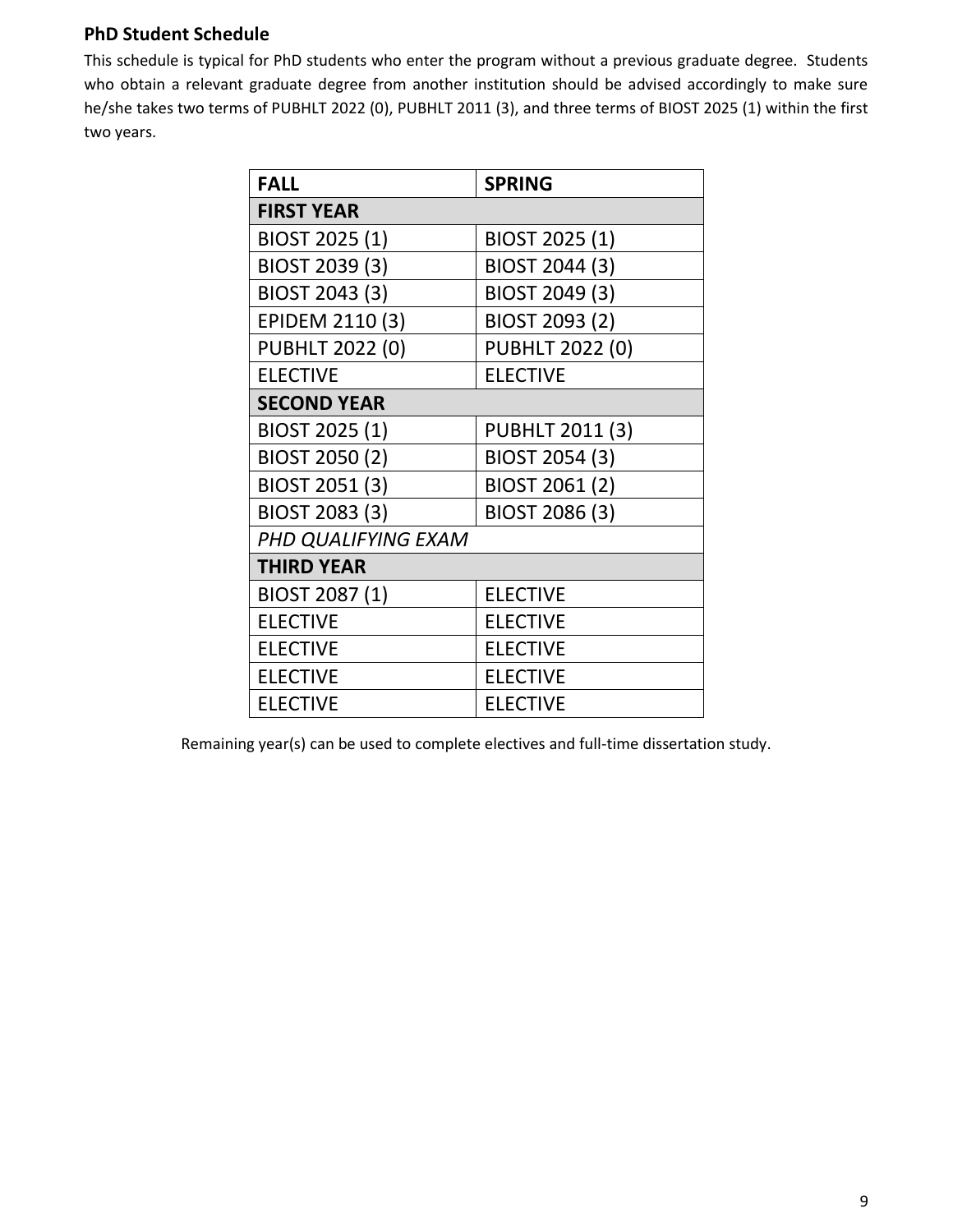### PhD Student Schedule

This schedule is typical for PhD students who enter the program without a previous graduate degree. Students who obtain a relevant graduate degree from another institution should be advised accordingly to make sure he/she takes two terms of PUBHLT 2022 (0), PUBHLT 2011 (3), and three terms of BIOST 2025 (1) within the first two years.

| FALL | SPRING |
|---|---|
| **FIRST YEAR** | |
| BIOST 2025 (1) | BIOST 2025 (1) |
| BIOST 2039 (3) | BIOST 2044 (3) |
| BIOST 2043 (3) | BIOST 2049 (3) |
| EPIDEM 2110 (3) | BIOST 2093 (2) |
| PUBHLT 2022 (0) | PUBHLT 2022 (0) |
| ELECTIVE | ELECTIVE |
| **SECOND YEAR** | |
| BIOST 2025 (1) | PUBHLT 2011 (3) |
| BIOST 2050 (2) | BIOST 2054 (3) |
| BIOST 2051 (3) | BIOST 2061 (2) |
| BIOST 2083 (3) | BIOST 2086 (3) |
| *PHD QUALIFYING EXAM* | |
| **THIRD YEAR** | |
| BIOST 2087 (1) | ELECTIVE |
| ELECTIVE | ELECTIVE |
| ELECTIVE | ELECTIVE |
| ELECTIVE | ELECTIVE |
| ELECTIVE | ELECTIVE |

Remaining year(s) can be used to complete electives and full-time dissertation study.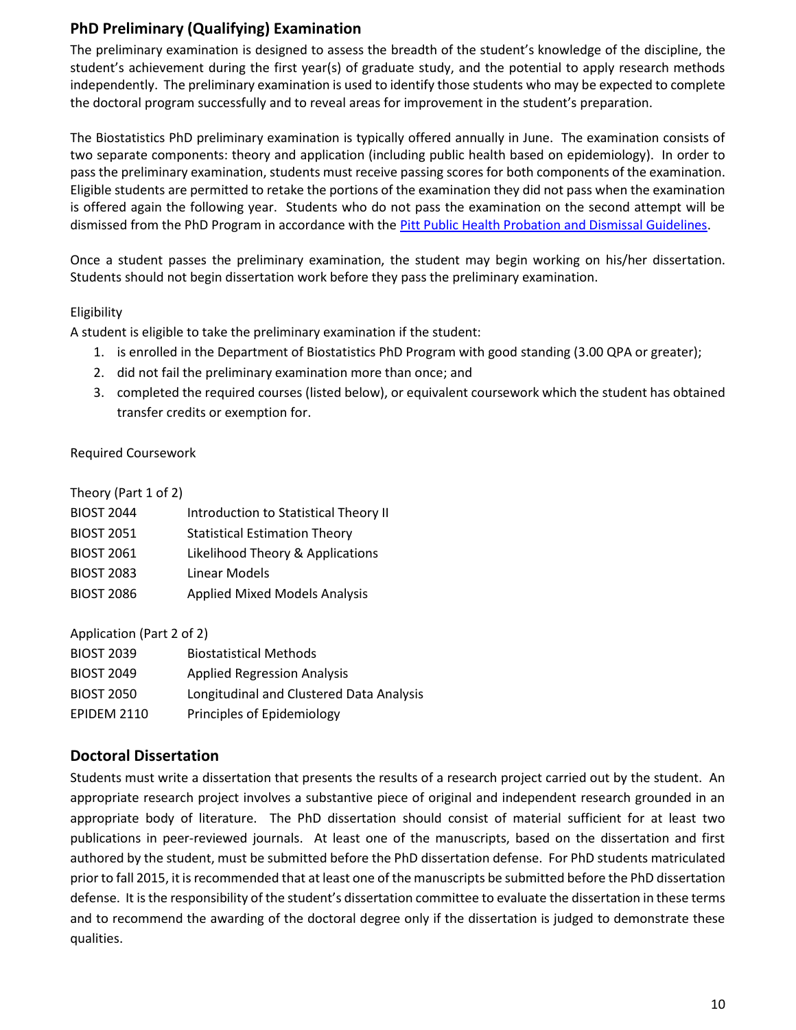## PhD Preliminary (Qualifying) Examination

The preliminary examination is designed to assess the breadth of the student's knowledge of the discipline, the student's achievement during the first year(s) of graduate study, and the potential to apply research methods independently. The preliminary examination is used to identify those students who may be expected to complete the doctoral program successfully and to reveal areas for improvement in the student's preparation.

The Biostatistics PhD preliminary examination is typically offered annually in June. The examination consists of two separate components: theory and application (including public health based on epidemiology). In order to pass the preliminary examination, students must receive passing scores for both components of the examination. Eligible students are permitted to retake the portions of the examination they did not pass when the examination is offered again the following year. Students who do not pass the examination on the second attempt will be dismissed from the PhD Program in accordance with the [Pitt Public Health Probation and Dismissal Guidelines](Pitt Public Health Probation and Dismissal Guidelines).

Once a student passes the preliminary examination, the student may begin working on his/her dissertation. Students should not begin dissertation work before they pass the preliminary examination.

Eligibility

A student is eligible to take the preliminary examination if the student:

1. is enrolled in the Department of Biostatistics PhD Program with good standing (3.00 QPA or greater);
2. did not fail the preliminary examination more than once; and
3. completed the required courses (listed below), or equivalent coursework which the student has obtained transfer credits or exemption for.

Required Coursework

Theory (Part 1 of 2)

| | |
|---|---|
| BIOST 2044 | Introduction to Statistical Theory II |
| BIOST 2051 | Statistical Estimation Theory |
| BIOST 2061 | Likelihood Theory & Applications |
| BIOST 2083 | Linear Models |
| BIOST 2086 | Applied Mixed Models Analysis |

Application (Part 2 of 2)

| | |
|---|---|
| BIOST 2039 | Biostatistical Methods |
| BIOST 2049 | Applied Regression Analysis |
| BIOST 2050 | Longitudinal and Clustered Data Analysis |
| EPIDEM 2110 | Principles of Epidemiology |

## Doctoral Dissertation

Students must write a dissertation that presents the results of a research project carried out by the student. An appropriate research project involves a substantive piece of original and independent research grounded in an appropriate body of literature. The PhD dissertation should consist of material sufficient for at least two publications in peer-reviewed journals. At least one of the manuscripts, based on the dissertation and first authored by the student, must be submitted before the PhD dissertation defense. For PhD students matriculated prior to fall 2015, it is recommended that at least one of the manuscripts be submitted before the PhD dissertation defense. It is the responsibility of the student's dissertation committee to evaluate the dissertation in these terms and to recommend the awarding of the doctoral degree only if the dissertation is judged to demonstrate these qualities.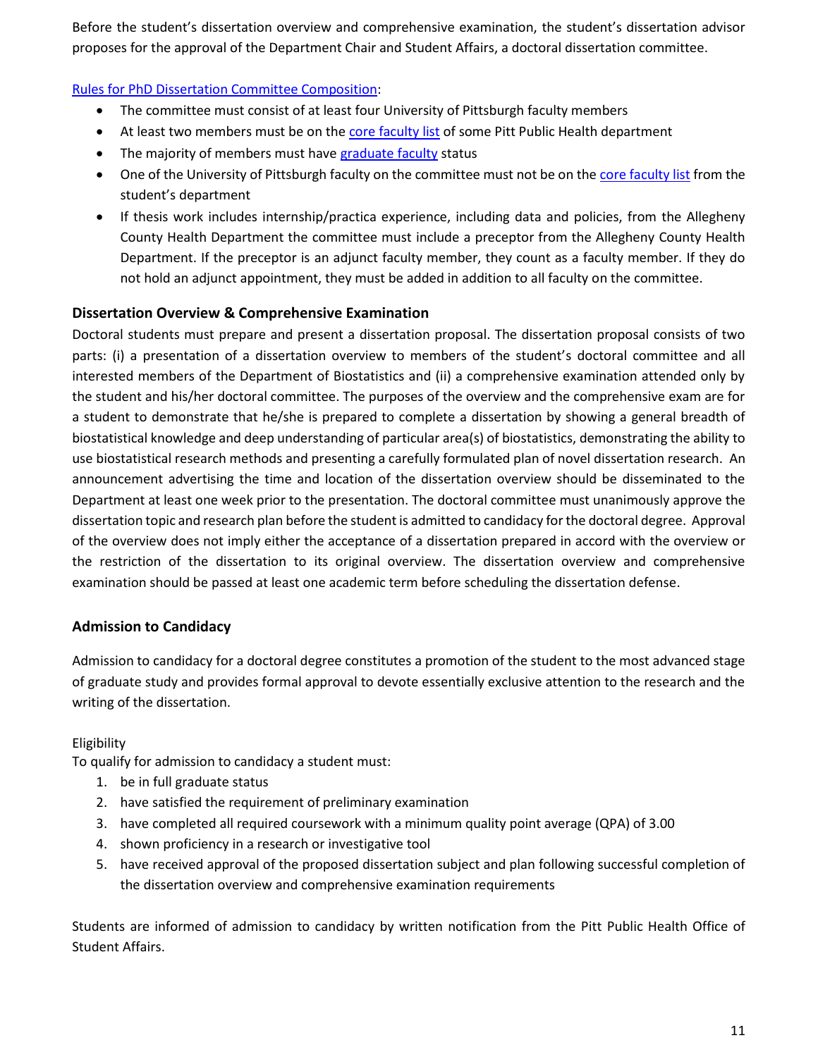Before the student's dissertation overview and comprehensive examination, the student's dissertation advisor proposes for the approval of the Department Chair and Student Affairs, a doctoral dissertation committee.

Rules for PhD Dissertation Committee Composition:

- The committee must consist of at least four University of Pittsburgh faculty members
- At least two members must be on the core faculty list of some Pitt Public Health department
- The majority of members must have graduate faculty status
- One of the University of Pittsburgh faculty on the committee must not be on the core faculty list from the student's department
- If thesis work includes internship/practica experience, including data and policies, from the Allegheny County Health Department the committee must include a preceptor from the Allegheny County Health Department. If the preceptor is an adjunct faculty member, they count as a faculty member. If they do not hold an adjunct appointment, they must be added in addition to all faculty on the committee.

### Dissertation Overview & Comprehensive Examination

Doctoral students must prepare and present a dissertation proposal. The dissertation proposal consists of two parts: (i) a presentation of a dissertation overview to members of the student's doctoral committee and all interested members of the Department of Biostatistics and (ii) a comprehensive examination attended only by the student and his/her doctoral committee. The purposes of the overview and the comprehensive exam are for a student to demonstrate that he/she is prepared to complete a dissertation by showing a general breadth of biostatistical knowledge and deep understanding of particular area(s) of biostatistics, demonstrating the ability to use biostatistical research methods and presenting a carefully formulated plan of novel dissertation research. An announcement advertising the time and location of the dissertation overview should be disseminated to the Department at least one week prior to the presentation. The doctoral committee must unanimously approve the dissertation topic and research plan before the student is admitted to candidacy for the doctoral degree. Approval of the overview does not imply either the acceptance of a dissertation prepared in accord with the overview or the restriction of the dissertation to its original overview. The dissertation overview and comprehensive examination should be passed at least one academic term before scheduling the dissertation defense.

### Admission to Candidacy

Admission to candidacy for a doctoral degree constitutes a promotion of the student to the most advanced stage of graduate study and provides formal approval to devote essentially exclusive attention to the research and the writing of the dissertation.

Eligibility

To qualify for admission to candidacy a student must:

1. be in full graduate status
2. have satisfied the requirement of preliminary examination
3. have completed all required coursework with a minimum quality point average (QPA) of 3.00
4. shown proficiency in a research or investigative tool
5. have received approval of the proposed dissertation subject and plan following successful completion of the dissertation overview and comprehensive examination requirements

Students are informed of admission to candidacy by written notification from the Pitt Public Health Office of Student Affairs.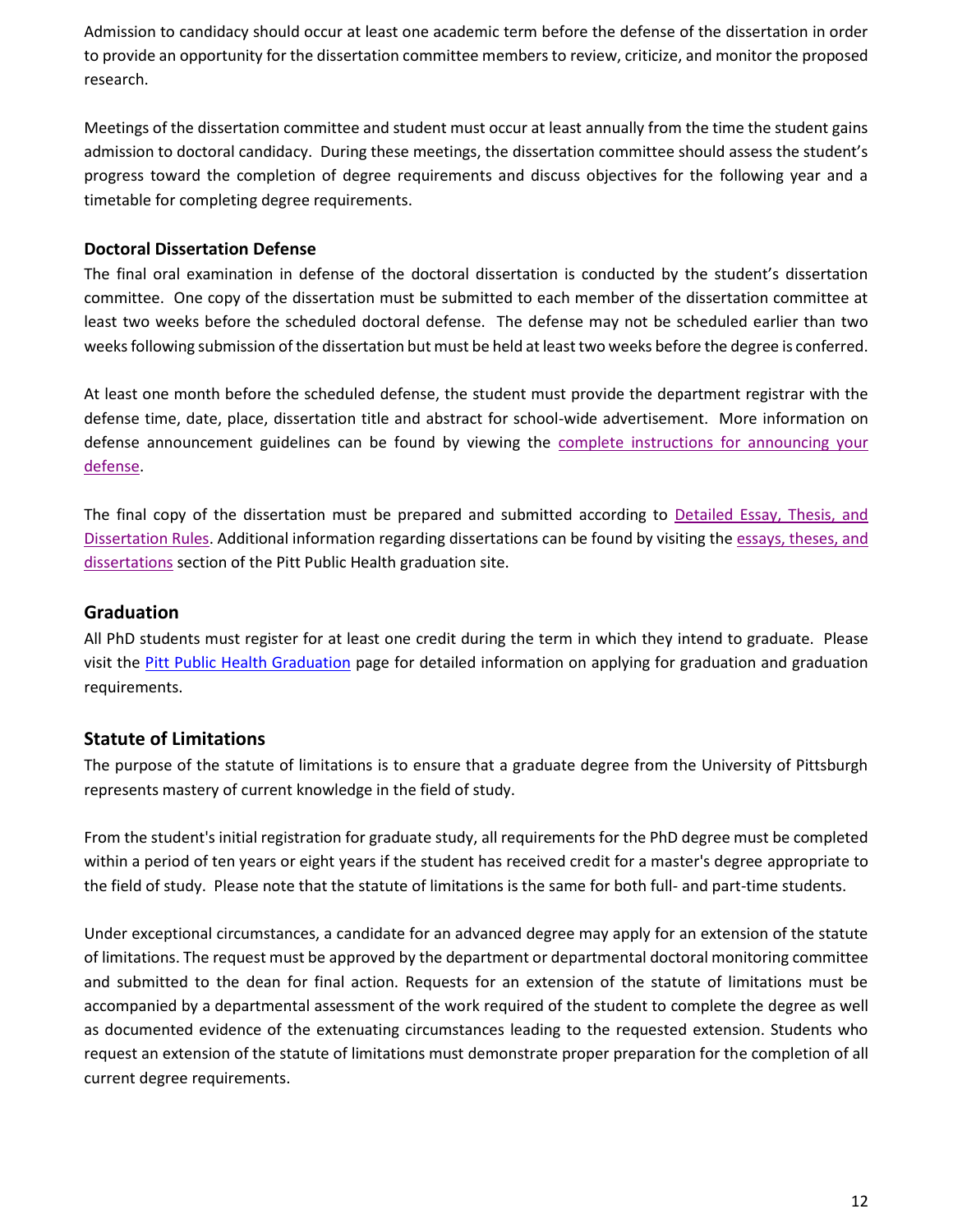Admission to candidacy should occur at least one academic term before the defense of the dissertation in order to provide an opportunity for the dissertation committee members to review, criticize, and monitor the proposed research.

Meetings of the dissertation committee and student must occur at least annually from the time the student gains admission to doctoral candidacy. During these meetings, the dissertation committee should assess the student's progress toward the completion of degree requirements and discuss objectives for the following year and a timetable for completing degree requirements.

### Doctoral Dissertation Defense

The final oral examination in defense of the doctoral dissertation is conducted by the student's dissertation committee. One copy of the dissertation must be submitted to each member of the dissertation committee at least two weeks before the scheduled doctoral defense. The defense may not be scheduled earlier than two weeks following submission of the dissertation but must be held at least two weeks before the degree is conferred.

At least one month before the scheduled defense, the student must provide the department registrar with the defense time, date, place, dissertation title and abstract for school-wide advertisement. More information on defense announcement guidelines can be found by viewing the complete instructions for announcing your defense.

The final copy of the dissertation must be prepared and submitted according to Detailed Essay, Thesis, and Dissertation Rules. Additional information regarding dissertations can be found by visiting the essays, theses, and dissertations section of the Pitt Public Health graduation site.

## Graduation

All PhD students must register for at least one credit during the term in which they intend to graduate. Please visit the Pitt Public Health Graduation page for detailed information on applying for graduation and graduation requirements.

## Statute of Limitations

The purpose of the statute of limitations is to ensure that a graduate degree from the University of Pittsburgh represents mastery of current knowledge in the field of study.

From the student's initial registration for graduate study, all requirements for the PhD degree must be completed within a period of ten years or eight years if the student has received credit for a master's degree appropriate to the field of study. Please note that the statute of limitations is the same for both full- and part-time students.

Under exceptional circumstances, a candidate for an advanced degree may apply for an extension of the statute of limitations. The request must be approved by the department or departmental doctoral monitoring committee and submitted to the dean for final action. Requests for an extension of the statute of limitations must be accompanied by a departmental assessment of the work required of the student to complete the degree as well as documented evidence of the extenuating circumstances leading to the requested extension. Students who request an extension of the statute of limitations must demonstrate proper preparation for the completion of all current degree requirements.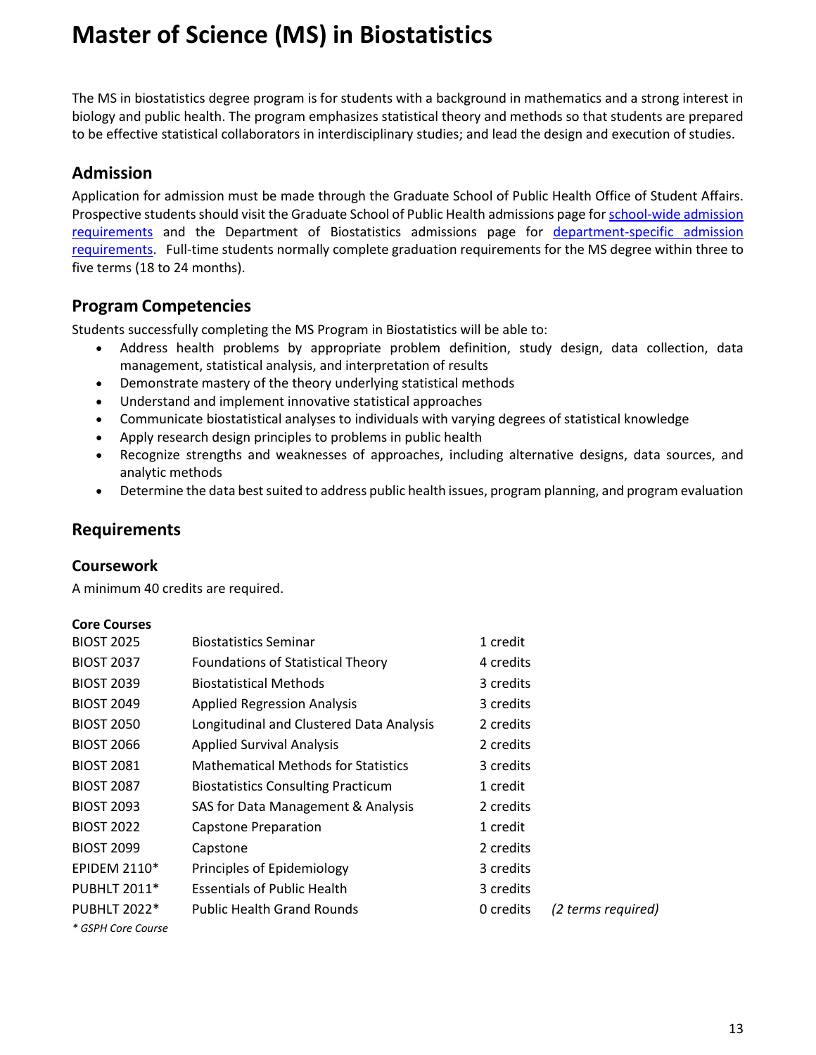# Master of Science (MS) in Biostatistics

The MS in biostatistics degree program is for students with a background in mathematics and a strong interest in biology and public health. The program emphasizes statistical theory and methods so that students are prepared to be effective statistical collaborators in interdisciplinary studies; and lead the design and execution of studies.

## Admission

Application for admission must be made through the Graduate School of Public Health Office of Student Affairs. Prospective students should visit the Graduate School of Public Health admissions page for school-wide admission requirements and the Department of Biostatistics admissions page for department-specific admission requirements. Full-time students normally complete graduation requirements for the MS degree within three to five terms (18 to 24 months).

## Program Competencies

Students successfully completing the MS Program in Biostatistics will be able to:

- Address health problems by appropriate problem definition, study design, data collection, data management, statistical analysis, and interpretation of results
- Demonstrate mastery of the theory underlying statistical methods
- Understand and implement innovative statistical approaches
- Communicate biostatistical analyses to individuals with varying degrees of statistical knowledge
- Apply research design principles to problems in public health
- Recognize strengths and weaknesses of approaches, including alternative designs, data sources, and analytic methods
- Determine the data best suited to address public health issues, program planning, and program evaluation

## Requirements

### Coursework

A minimum 40 credits are required.

**Core Courses**

| Course | Title | Credits | |
|---|---|---|---|
| BIOST 2025 | Biostatistics Seminar | 1 credit | |
| BIOST 2037 | Foundations of Statistical Theory | 4 credits | |
| BIOST 2039 | Biostatistical Methods | 3 credits | |
| BIOST 2049 | Applied Regression Analysis | 3 credits | |
| BIOST 2050 | Longitudinal and Clustered Data Analysis | 2 credits | |
| BIOST 2066 | Applied Survival Analysis | 2 credits | |
| BIOST 2081 | Mathematical Methods for Statistics | 3 credits | |
| BIOST 2087 | Biostatistics Consulting Practicum | 1 credit | |
| BIOST 2093 | SAS for Data Management & Analysis | 2 credits | |
| BIOST 2022 | Capstone Preparation | 1 credit | |
| BIOST 2099 | Capstone | 2 credits | |
| EPIDEM 2110* | Principles of Epidemiology | 3 credits | |
| PUBHLT 2011* | Essentials of Public Health | 3 credits | |
| PUBHLT 2022* | Public Health Grand Rounds | 0 credits | *(2 terms required)* |

*\* GSPH Core Course*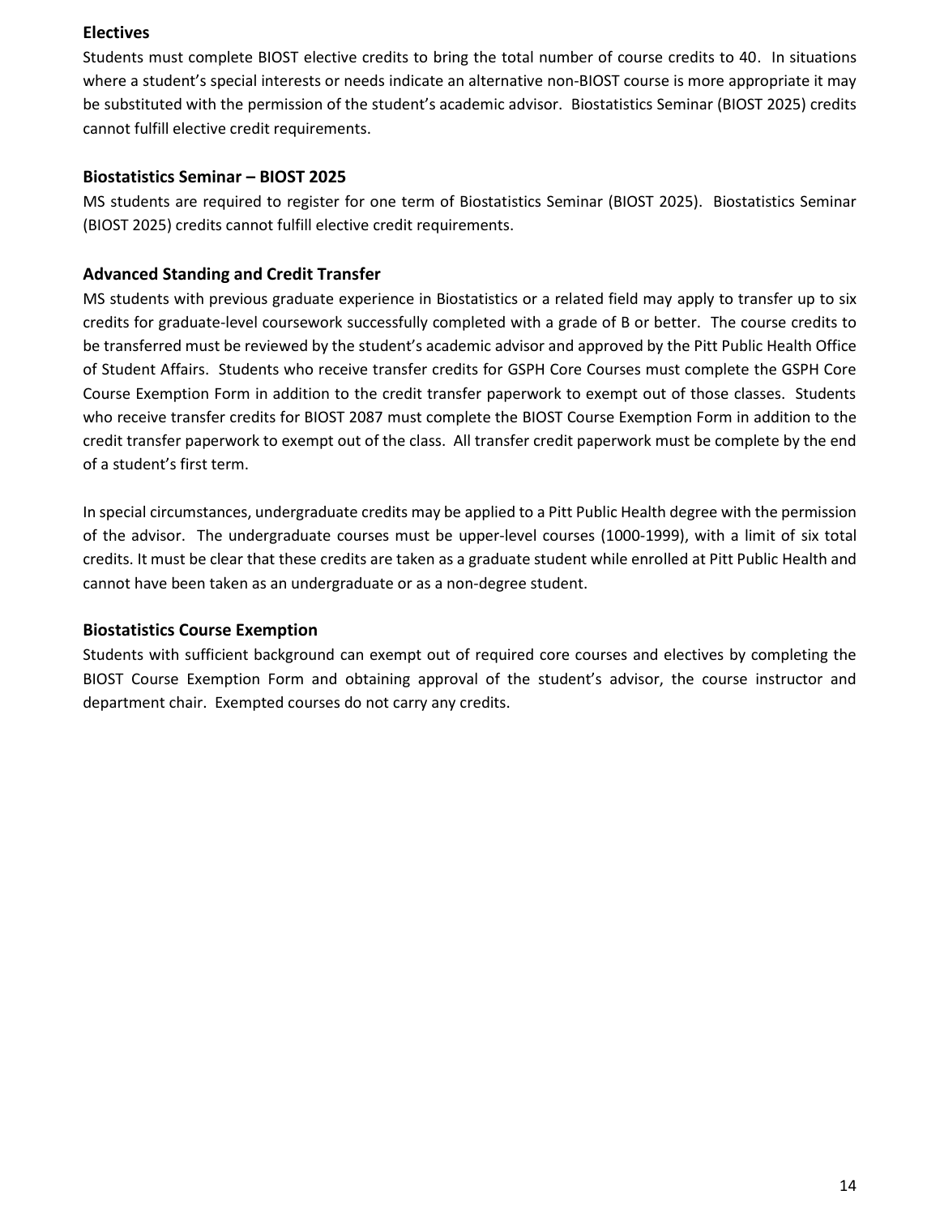### Electives

Students must complete BIOST elective credits to bring the total number of course credits to 40. In situations where a student's special interests or needs indicate an alternative non-BIOST course is more appropriate it may be substituted with the permission of the student's academic advisor. Biostatistics Seminar (BIOST 2025) credits cannot fulfill elective credit requirements.

### Biostatistics Seminar – BIOST 2025

MS students are required to register for one term of Biostatistics Seminar (BIOST 2025). Biostatistics Seminar (BIOST 2025) credits cannot fulfill elective credit requirements.

### Advanced Standing and Credit Transfer

MS students with previous graduate experience in Biostatistics or a related field may apply to transfer up to six credits for graduate-level coursework successfully completed with a grade of B or better. The course credits to be transferred must be reviewed by the student's academic advisor and approved by the Pitt Public Health Office of Student Affairs. Students who receive transfer credits for GSPH Core Courses must complete the GSPH Core Course Exemption Form in addition to the credit transfer paperwork to exempt out of those classes. Students who receive transfer credits for BIOST 2087 must complete the BIOST Course Exemption Form in addition to the credit transfer paperwork to exempt out of the class. All transfer credit paperwork must be complete by the end of a student's first term.

In special circumstances, undergraduate credits may be applied to a Pitt Public Health degree with the permission of the advisor. The undergraduate courses must be upper-level courses (1000-1999), with a limit of six total credits. It must be clear that these credits are taken as a graduate student while enrolled at Pitt Public Health and cannot have been taken as an undergraduate or as a non-degree student.

### Biostatistics Course Exemption

Students with sufficient background can exempt out of required core courses and electives by completing the BIOST Course Exemption Form and obtaining approval of the student's advisor, the course instructor and department chair. Exempted courses do not carry any credits.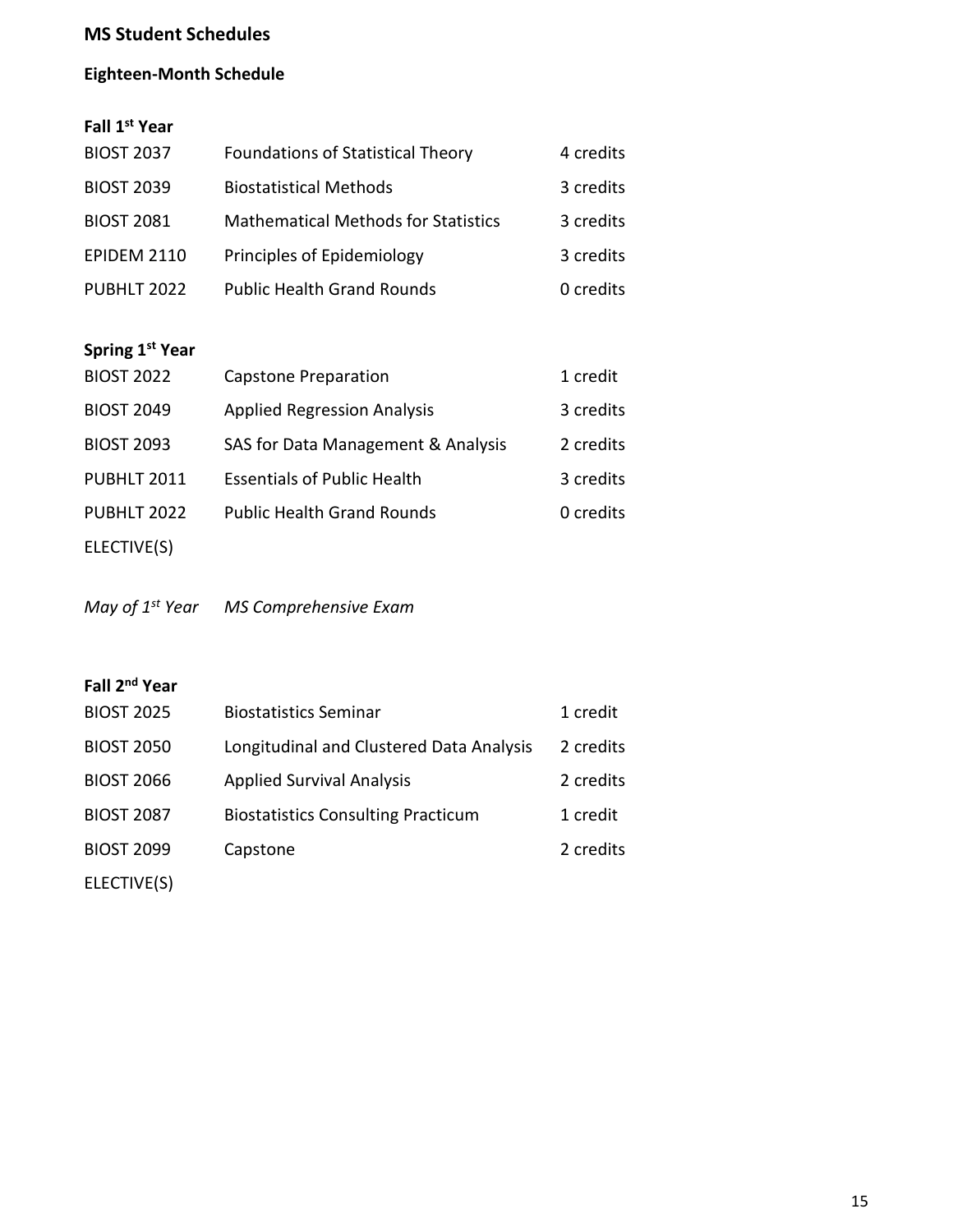## MS Student Schedules

### Eighteen-Month Schedule

**Fall 1st Year**

| | | |
|---|---|---|
| BIOST 2037 | Foundations of Statistical Theory | 4 credits |
| BIOST 2039 | Biostatistical Methods | 3 credits |
| BIOST 2081 | Mathematical Methods for Statistics | 3 credits |
| EPIDEM 2110 | Principles of Epidemiology | 3 credits |
| PUBHLT 2022 | Public Health Grand Rounds | 0 credits |

**Spring 1st Year**

| | | |
|---|---|---|
| BIOST 2022 | Capstone Preparation | 1 credit |
| BIOST 2049 | Applied Regression Analysis | 3 credits |
| BIOST 2093 | SAS for Data Management & Analysis | 2 credits |
| PUBHLT 2011 | Essentials of Public Health | 3 credits |
| PUBHLT 2022 | Public Health Grand Rounds | 0 credits |
| ELECTIVE(S) | | |

*May of 1st Year* *MS Comprehensive Exam*

**Fall 2nd Year**

| | | |
|---|---|---|
| BIOST 2025 | Biostatistics Seminar | 1 credit |
| BIOST 2050 | Longitudinal and Clustered Data Analysis | 2 credits |
| BIOST 2066 | Applied Survival Analysis | 2 credits |
| BIOST 2087 | Biostatistics Consulting Practicum | 1 credit |
| BIOST 2099 | Capstone | 2 credits |
| ELECTIVE(S) | | |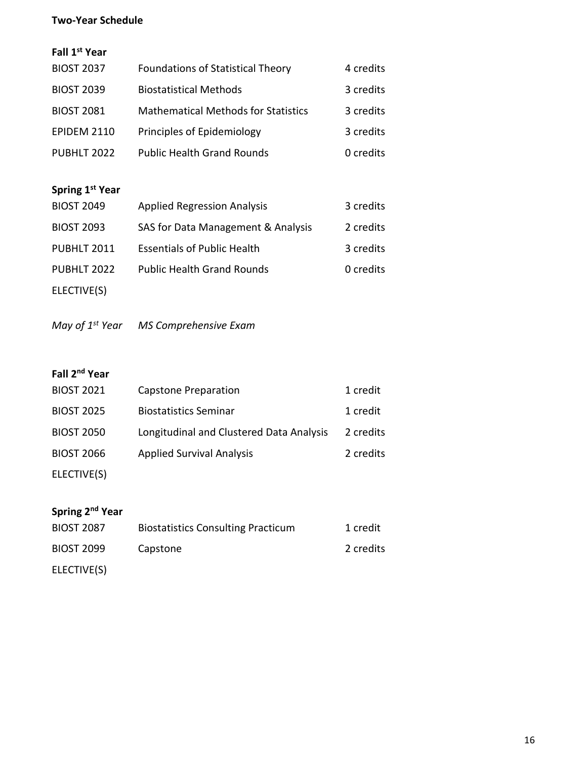**Two-Year Schedule**

**Fall 1st Year**

| | | |
|---|---|---|
| BIOST 2037 | Foundations of Statistical Theory | 4 credits |
| BIOST 2039 | Biostatistical Methods | 3 credits |
| BIOST 2081 | Mathematical Methods for Statistics | 3 credits |
| EPIDEM 2110 | Principles of Epidemiology | 3 credits |
| PUBHLT 2022 | Public Health Grand Rounds | 0 credits |

**Spring 1st Year**

| | | |
|---|---|---|
| BIOST 2049 | Applied Regression Analysis | 3 credits |
| BIOST 2093 | SAS for Data Management & Analysis | 2 credits |
| PUBHLT 2011 | Essentials of Public Health | 3 credits |
| PUBHLT 2022 | Public Health Grand Rounds | 0 credits |
| ELECTIVE(S) | | |

*May of 1st Year*   *MS Comprehensive Exam*

**Fall 2nd Year**

| | | |
|---|---|---|
| BIOST 2021 | Capstone Preparation | 1 credit |
| BIOST 2025 | Biostatistics Seminar | 1 credit |
| BIOST 2050 | Longitudinal and Clustered Data Analysis | 2 credits |
| BIOST 2066 | Applied Survival Analysis | 2 credits |
| ELECTIVE(S) | | |

**Spring 2nd Year**

| | | |
|---|---|---|
| BIOST 2087 | Biostatistics Consulting Practicum | 1 credit |
| BIOST 2099 | Capstone | 2 credits |
| ELECTIVE(S) | | |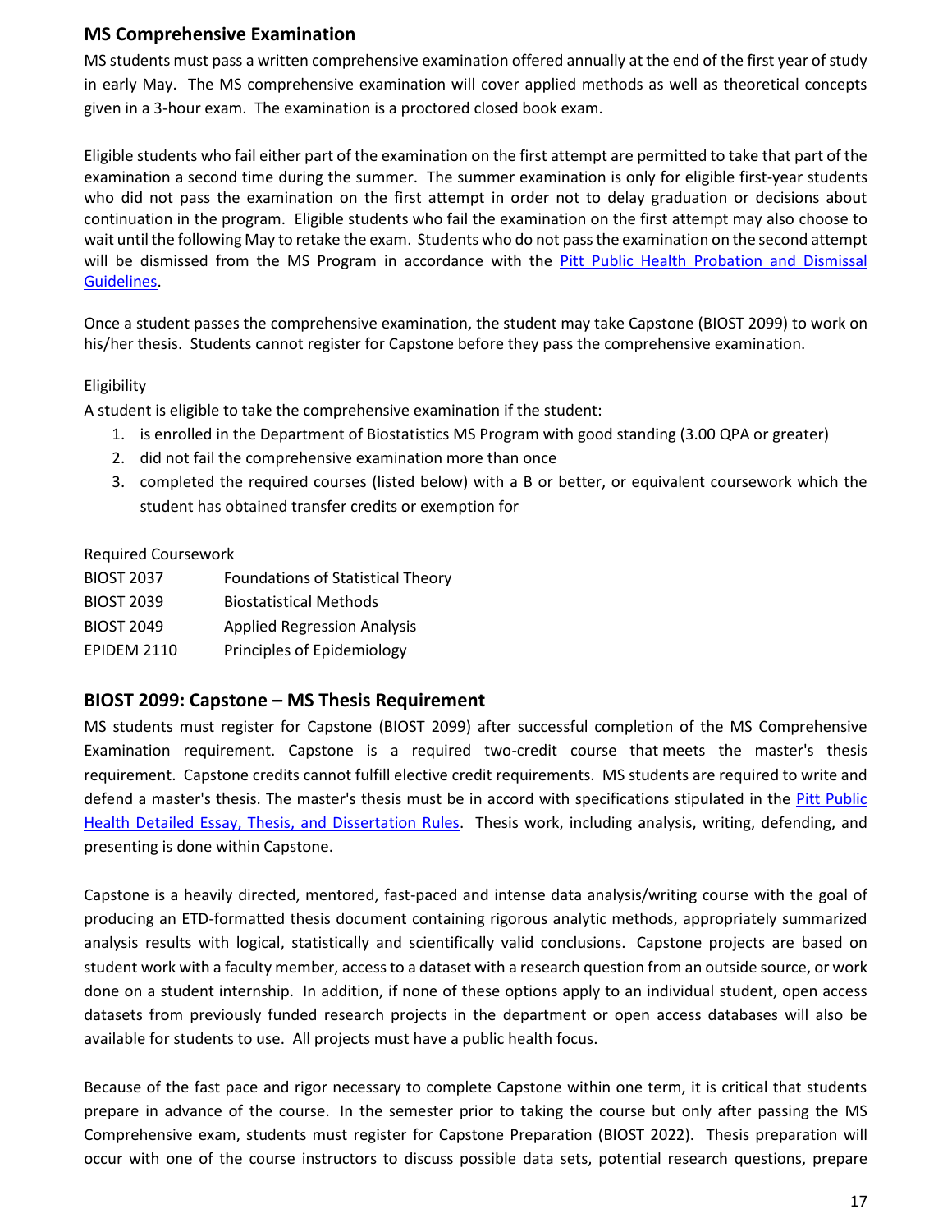## MS Comprehensive Examination

MS students must pass a written comprehensive examination offered annually at the end of the first year of study in early May. The MS comprehensive examination will cover applied methods as well as theoretical concepts given in a 3-hour exam. The examination is a proctored closed book exam.

Eligible students who fail either part of the examination on the first attempt are permitted to take that part of the examination a second time during the summer. The summer examination is only for eligible first-year students who did not pass the examination on the first attempt in order not to delay graduation or decisions about continuation in the program. Eligible students who fail the examination on the first attempt may also choose to wait until the following May to retake the exam. Students who do not pass the examination on the second attempt will be dismissed from the MS Program in accordance with the [Pitt Public Health Probation and Dismissal Guidelines](#).

Once a student passes the comprehensive examination, the student may take Capstone (BIOST 2099) to work on his/her thesis. Students cannot register for Capstone before they pass the comprehensive examination.

Eligibility

A student is eligible to take the comprehensive examination if the student:

1. is enrolled in the Department of Biostatistics MS Program with good standing (3.00 QPA or greater)
2. did not fail the comprehensive examination more than once
3. completed the required courses (listed below) with a B or better, or equivalent coursework which the student has obtained transfer credits or exemption for

Required Coursework

| | |
|---|---|
| BIOST 2037 | Foundations of Statistical Theory |
| BIOST 2039 | Biostatistical Methods |
| BIOST 2049 | Applied Regression Analysis |
| EPIDEM 2110 | Principles of Epidemiology |

## BIOST 2099: Capstone – MS Thesis Requirement

MS students must register for Capstone (BIOST 2099) after successful completion of the MS Comprehensive Examination requirement. Capstone is a required two-credit course that meets the master's thesis requirement. Capstone credits cannot fulfill elective credit requirements. MS students are required to write and defend a master's thesis. The master's thesis must be in accord with specifications stipulated in the [Pitt Public Health Detailed Essay, Thesis, and Dissertation Rules](#). Thesis work, including analysis, writing, defending, and presenting is done within Capstone.

Capstone is a heavily directed, mentored, fast-paced and intense data analysis/writing course with the goal of producing an ETD-formatted thesis document containing rigorous analytic methods, appropriately summarized analysis results with logical, statistically and scientifically valid conclusions. Capstone projects are based on student work with a faculty member, access to a dataset with a research question from an outside source, or work done on a student internship. In addition, if none of these options apply to an individual student, open access datasets from previously funded research projects in the department or open access databases will also be available for students to use. All projects must have a public health focus.

Because of the fast pace and rigor necessary to complete Capstone within one term, it is critical that students prepare in advance of the course. In the semester prior to taking the course but only after passing the MS Comprehensive exam, students must register for Capstone Preparation (BIOST 2022). Thesis preparation will occur with one of the course instructors to discuss possible data sets, potential research questions, prepare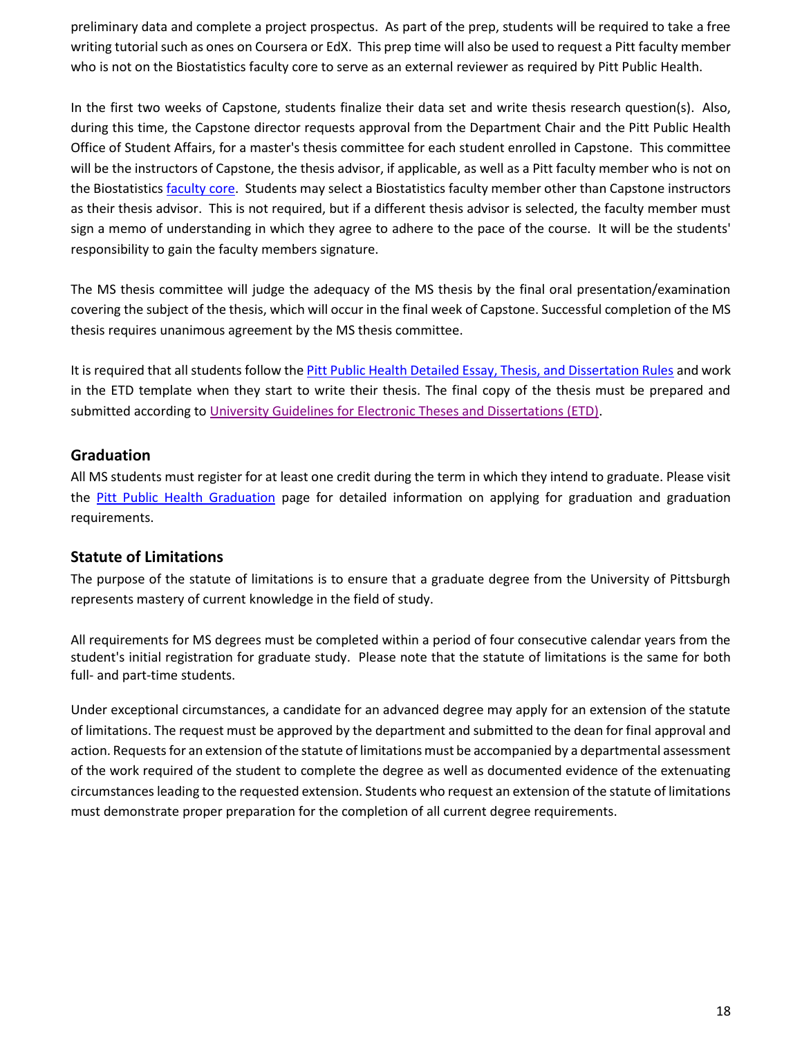preliminary data and complete a project prospectus. As part of the prep, students will be required to take a free writing tutorial such as ones on Coursera or EdX. This prep time will also be used to request a Pitt faculty member who is not on the Biostatistics faculty core to serve as an external reviewer as required by Pitt Public Health.

In the first two weeks of Capstone, students finalize their data set and write thesis research question(s). Also, during this time, the Capstone director requests approval from the Department Chair and the Pitt Public Health Office of Student Affairs, for a master's thesis committee for each student enrolled in Capstone. This committee will be the instructors of Capstone, the thesis advisor, if applicable, as well as a Pitt faculty member who is not on the Biostatistics faculty core. Students may select a Biostatistics faculty member other than Capstone instructors as their thesis advisor. This is not required, but if a different thesis advisor is selected, the faculty member must sign a memo of understanding in which they agree to adhere to the pace of the course. It will be the students' responsibility to gain the faculty members signature.

The MS thesis committee will judge the adequacy of the MS thesis by the final oral presentation/examination covering the subject of the thesis, which will occur in the final week of Capstone. Successful completion of the MS thesis requires unanimous agreement by the MS thesis committee.

It is required that all students follow the Pitt Public Health Detailed Essay, Thesis, and Dissertation Rules and work in the ETD template when they start to write their thesis. The final copy of the thesis must be prepared and submitted according to University Guidelines for Electronic Theses and Dissertations (ETD).

## Graduation

All MS students must register for at least one credit during the term in which they intend to graduate. Please visit the Pitt Public Health Graduation page for detailed information on applying for graduation and graduation requirements.

## Statute of Limitations

The purpose of the statute of limitations is to ensure that a graduate degree from the University of Pittsburgh represents mastery of current knowledge in the field of study.

All requirements for MS degrees must be completed within a period of four consecutive calendar years from the student's initial registration for graduate study. Please note that the statute of limitations is the same for both full- and part-time students.

Under exceptional circumstances, a candidate for an advanced degree may apply for an extension of the statute of limitations. The request must be approved by the department and submitted to the dean for final approval and action. Requests for an extension of the statute of limitations must be accompanied by a departmental assessment of the work required of the student to complete the degree as well as documented evidence of the extenuating circumstances leading to the requested extension. Students who request an extension of the statute of limitations must demonstrate proper preparation for the completion of all current degree requirements.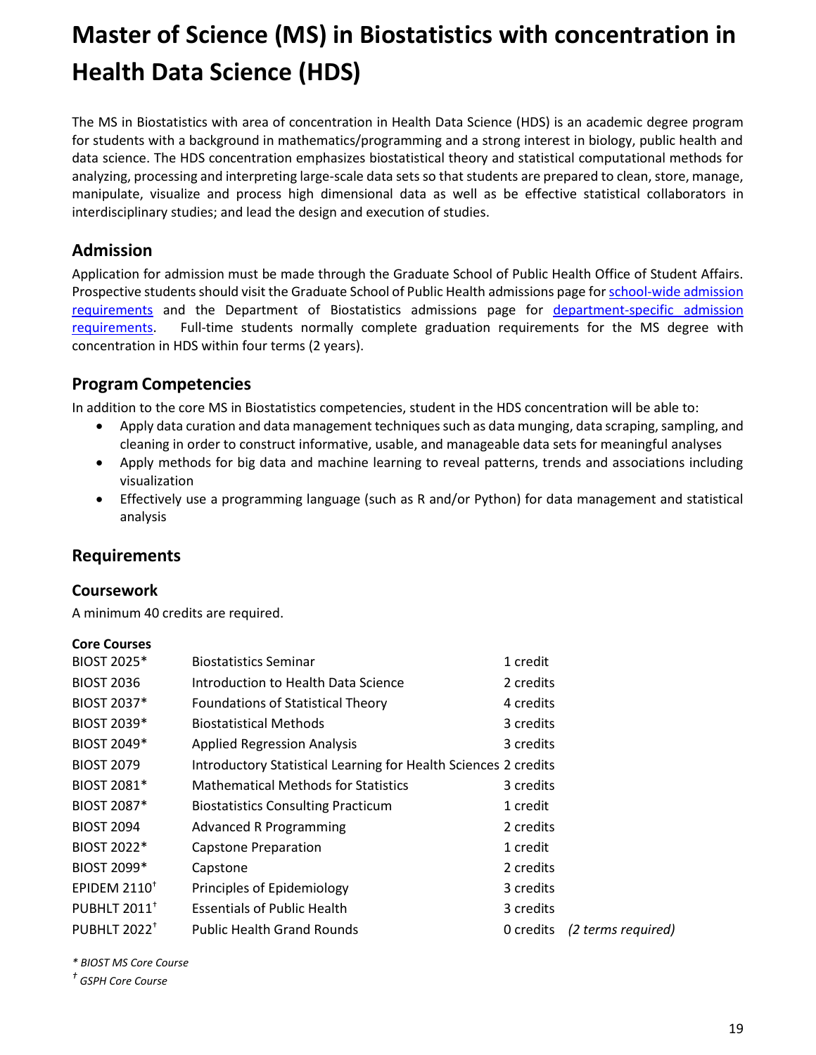# Master of Science (MS) in Biostatistics with concentration in Health Data Science (HDS)

The MS in Biostatistics with area of concentration in Health Data Science (HDS) is an academic degree program for students with a background in mathematics/programming and a strong interest in biology, public health and data science. The HDS concentration emphasizes biostatistical theory and statistical computational methods for analyzing, processing and interpreting large-scale data sets so that students are prepared to clean, store, manage, manipulate, visualize and process high dimensional data as well as be effective statistical collaborators in interdisciplinary studies; and lead the design and execution of studies.

## Admission

Application for admission must be made through the Graduate School of Public Health Office of Student Affairs. Prospective students should visit the Graduate School of Public Health admissions page for school-wide admission requirements and the Department of Biostatistics admissions page for department-specific admission requirements. Full-time students normally complete graduation requirements for the MS degree with concentration in HDS within four terms (2 years).

## Program Competencies

In addition to the core MS in Biostatistics competencies, student in the HDS concentration will be able to:

- Apply data curation and data management techniques such as data munging, data scraping, sampling, and cleaning in order to construct informative, usable, and manageable data sets for meaningful analyses
- Apply methods for big data and machine learning to reveal patterns, trends and associations including visualization
- Effectively use a programming language (such as R and/or Python) for data management and statistical analysis

## Requirements

### Coursework

A minimum 40 credits are required.

**Core Courses**

| Course | Title | Credits | |
|---|---|---|---|
| BIOST 2025* | Biostatistics Seminar | 1 credit | |
| BIOST 2036 | Introduction to Health Data Science | 2 credits | |
| BIOST 2037* | Foundations of Statistical Theory | 4 credits | |
| BIOST 2039* | Biostatistical Methods | 3 credits | |
| BIOST 2049* | Applied Regression Analysis | 3 credits | |
| BIOST 2079 | Introductory Statistical Learning for Health Sciences | 2 credits | |
| BIOST 2081* | Mathematical Methods for Statistics | 3 credits | |
| BIOST 2087* | Biostatistics Consulting Practicum | 1 credit | |
| BIOST 2094 | Advanced R Programming | 2 credits | |
| BIOST 2022* | Capstone Preparation | 1 credit | |
| BIOST 2099* | Capstone | 2 credits | |
| EPIDEM 2110† | Principles of Epidemiology | 3 credits | |
| PUBHLT 2011† | Essentials of Public Health | 3 credits | |
| PUBHLT 2022† | Public Health Grand Rounds | 0 credits | *(2 terms required)* |

*\* BIOST MS Core Course*

*† GSPH Core Course*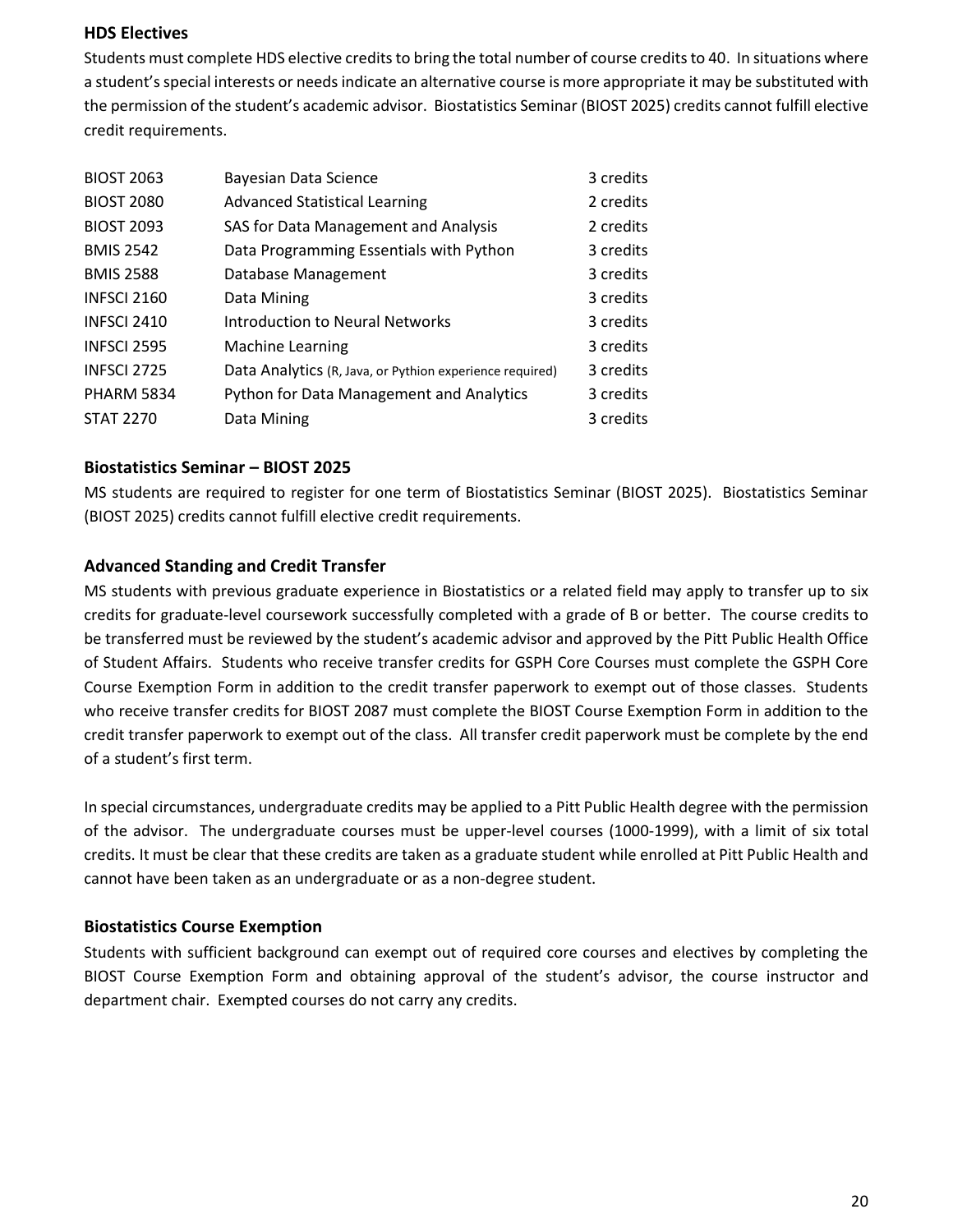### HDS Electives

Students must complete HDS elective credits to bring the total number of course credits to 40. In situations where a student's special interests or needs indicate an alternative course is more appropriate it may be substituted with the permission of the student's academic advisor. Biostatistics Seminar (BIOST 2025) credits cannot fulfill elective credit requirements.

| | | |
|---|---|---|
| BIOST 2063 | Bayesian Data Science | 3 credits |
| BIOST 2080 | Advanced Statistical Learning | 2 credits |
| BIOST 2093 | SAS for Data Management and Analysis | 2 credits |
| BMIS 2542 | Data Programming Essentials with Python | 3 credits |
| BMIS 2588 | Database Management | 3 credits |
| INFSCI 2160 | Data Mining | 3 credits |
| INFSCI 2410 | Introduction to Neural Networks | 3 credits |
| INFSCI 2595 | Machine Learning | 3 credits |
| INFSCI 2725 | Data Analytics (R, Java, or Python experience required) | 3 credits |
| PHARM 5834 | Python for Data Management and Analytics | 3 credits |
| STAT 2270 | Data Mining | 3 credits |

### Biostatistics Seminar – BIOST 2025

MS students are required to register for one term of Biostatistics Seminar (BIOST 2025). Biostatistics Seminar (BIOST 2025) credits cannot fulfill elective credit requirements.

### Advanced Standing and Credit Transfer

MS students with previous graduate experience in Biostatistics or a related field may apply to transfer up to six credits for graduate-level coursework successfully completed with a grade of B or better. The course credits to be transferred must be reviewed by the student's academic advisor and approved by the Pitt Public Health Office of Student Affairs. Students who receive transfer credits for GSPH Core Courses must complete the GSPH Core Course Exemption Form in addition to the credit transfer paperwork to exempt out of those classes. Students who receive transfer credits for BIOST 2087 must complete the BIOST Course Exemption Form in addition to the credit transfer paperwork to exempt out of the class. All transfer credit paperwork must be complete by the end of a student's first term.

In special circumstances, undergraduate credits may be applied to a Pitt Public Health degree with the permission of the advisor. The undergraduate courses must be upper-level courses (1000-1999), with a limit of six total credits. It must be clear that these credits are taken as a graduate student while enrolled at Pitt Public Health and cannot have been taken as an undergraduate or as a non-degree student.

### Biostatistics Course Exemption

Students with sufficient background can exempt out of required core courses and electives by completing the BIOST Course Exemption Form and obtaining approval of the student's advisor, the course instructor and department chair. Exempted courses do not carry any credits.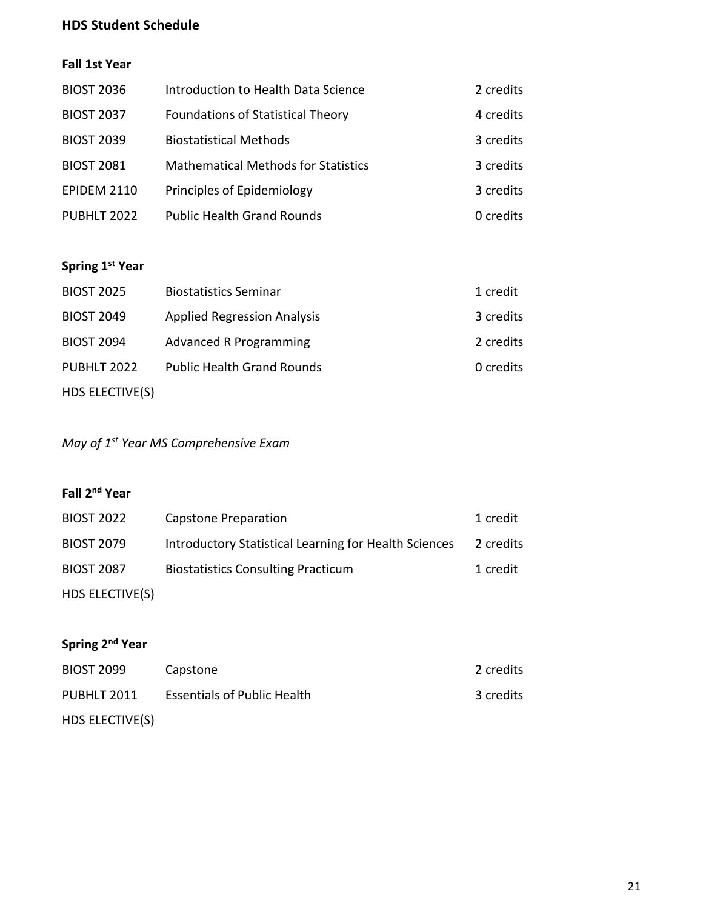## HDS Student Schedule

### Fall 1st Year

| | | |
|---|---|---|
| BIOST 2036 | Introduction to Health Data Science | 2 credits |
| BIOST 2037 | Foundations of Statistical Theory | 4 credits |
| BIOST 2039 | Biostatistical Methods | 3 credits |
| BIOST 2081 | Mathematical Methods for Statistics | 3 credits |
| EPIDEM 2110 | Principles of Epidemiology | 3 credits |
| PUBHLT 2022 | Public Health Grand Rounds | 0 credits |

### Spring 1st Year

| | | |
|---|---|---|
| BIOST 2025 | Biostatistics Seminar | 1 credit |
| BIOST 2049 | Applied Regression Analysis | 3 credits |
| BIOST 2094 | Advanced R Programming | 2 credits |
| PUBHLT 2022 | Public Health Grand Rounds | 0 credits |
| HDS ELECTIVE(S) | | |

*May of 1st Year MS Comprehensive Exam*

### Fall 2nd Year

| | | |
|---|---|---|
| BIOST 2022 | Capstone Preparation | 1 credit |
| BIOST 2079 | Introductory Statistical Learning for Health Sciences | 2 credits |
| BIOST 2087 | Biostatistics Consulting Practicum | 1 credit |
| HDS ELECTIVE(S) | | |

### Spring 2nd Year

| | | |
|---|---|---|
| BIOST 2099 | Capstone | 2 credits |
| PUBHLT 2011 | Essentials of Public Health | 3 credits |
| HDS ELECTIVE(S) | | |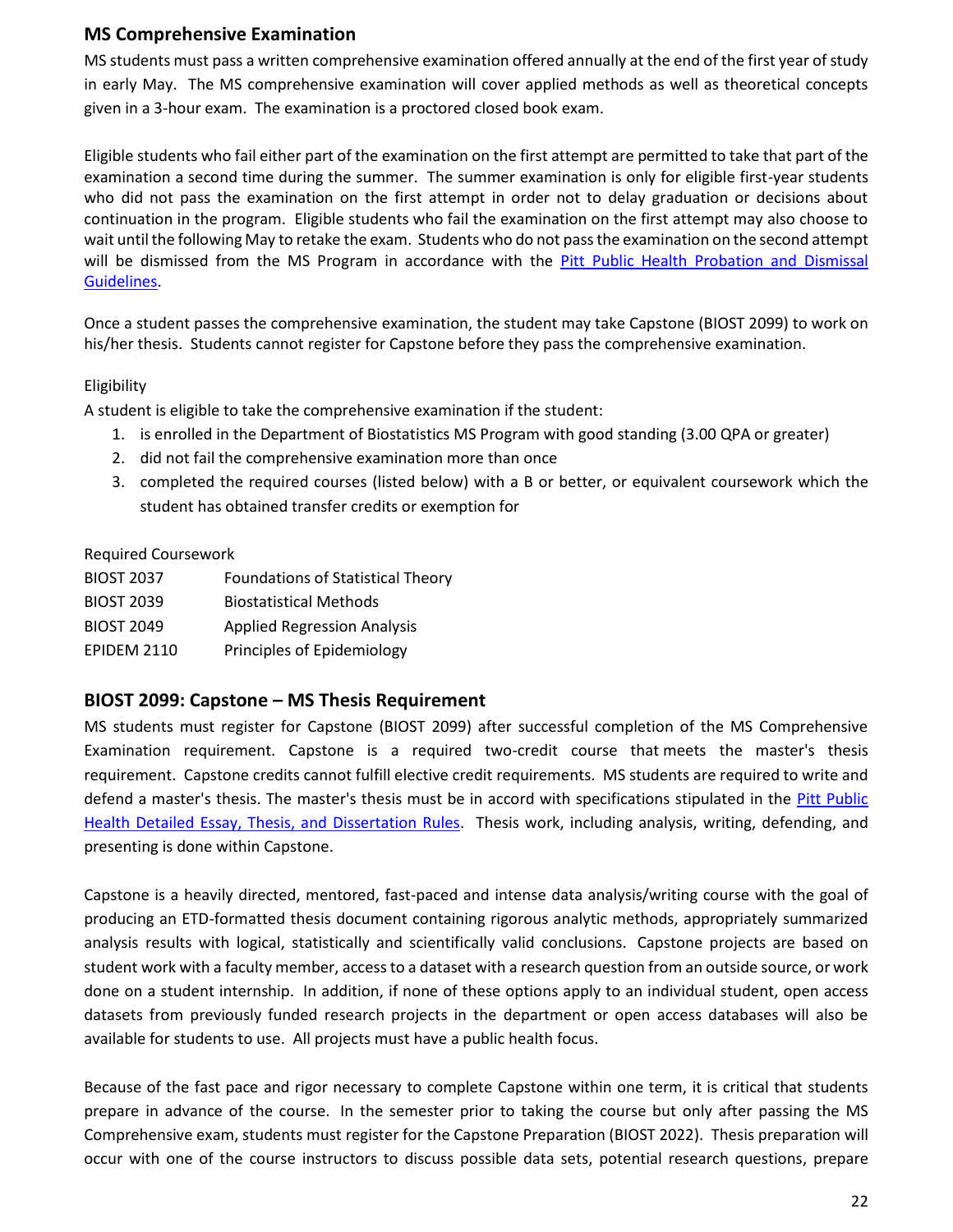## MS Comprehensive Examination

MS students must pass a written comprehensive examination offered annually at the end of the first year of study in early May. The MS comprehensive examination will cover applied methods as well as theoretical concepts given in a 3-hour exam. The examination is a proctored closed book exam.

Eligible students who fail either part of the examination on the first attempt are permitted to take that part of the examination a second time during the summer. The summer examination is only for eligible first-year students who did not pass the examination on the first attempt in order not to delay graduation or decisions about continuation in the program. Eligible students who fail the examination on the first attempt may also choose to wait until the following May to retake the exam. Students who do not pass the examination on the second attempt will be dismissed from the MS Program in accordance with the [Pitt Public Health Probation and Dismissal Guidelines](#).

Once a student passes the comprehensive examination, the student may take Capstone (BIOST 2099) to work on his/her thesis. Students cannot register for Capstone before they pass the comprehensive examination.

Eligibility

A student is eligible to take the comprehensive examination if the student:

1. is enrolled in the Department of Biostatistics MS Program with good standing (3.00 QPA or greater)
2. did not fail the comprehensive examination more than once
3. completed the required courses (listed below) with a B or better, or equivalent coursework which the student has obtained transfer credits or exemption for

Required Coursework

| | |
|---|---|
| BIOST 2037 | Foundations of Statistical Theory |
| BIOST 2039 | Biostatistical Methods |
| BIOST 2049 | Applied Regression Analysis |
| EPIDEM 2110 | Principles of Epidemiology |

## BIOST 2099: Capstone – MS Thesis Requirement

MS students must register for Capstone (BIOST 2099) after successful completion of the MS Comprehensive Examination requirement. Capstone is a required two-credit course that meets the master's thesis requirement. Capstone credits cannot fulfill elective credit requirements. MS students are required to write and defend a master's thesis. The master's thesis must be in accord with specifications stipulated in the [Pitt Public Health Detailed Essay, Thesis, and Dissertation Rules](#). Thesis work, including analysis, writing, defending, and presenting is done within Capstone.

Capstone is a heavily directed, mentored, fast-paced and intense data analysis/writing course with the goal of producing an ETD-formatted thesis document containing rigorous analytic methods, appropriately summarized analysis results with logical, statistically and scientifically valid conclusions. Capstone projects are based on student work with a faculty member, access to a dataset with a research question from an outside source, or work done on a student internship. In addition, if none of these options apply to an individual student, open access datasets from previously funded research projects in the department or open access databases will also be available for students to use. All projects must have a public health focus.

Because of the fast pace and rigor necessary to complete Capstone within one term, it is critical that students prepare in advance of the course. In the semester prior to taking the course but only after passing the MS Comprehensive exam, students must register for the Capstone Preparation (BIOST 2022). Thesis preparation will occur with one of the course instructors to discuss possible data sets, potential research questions, prepare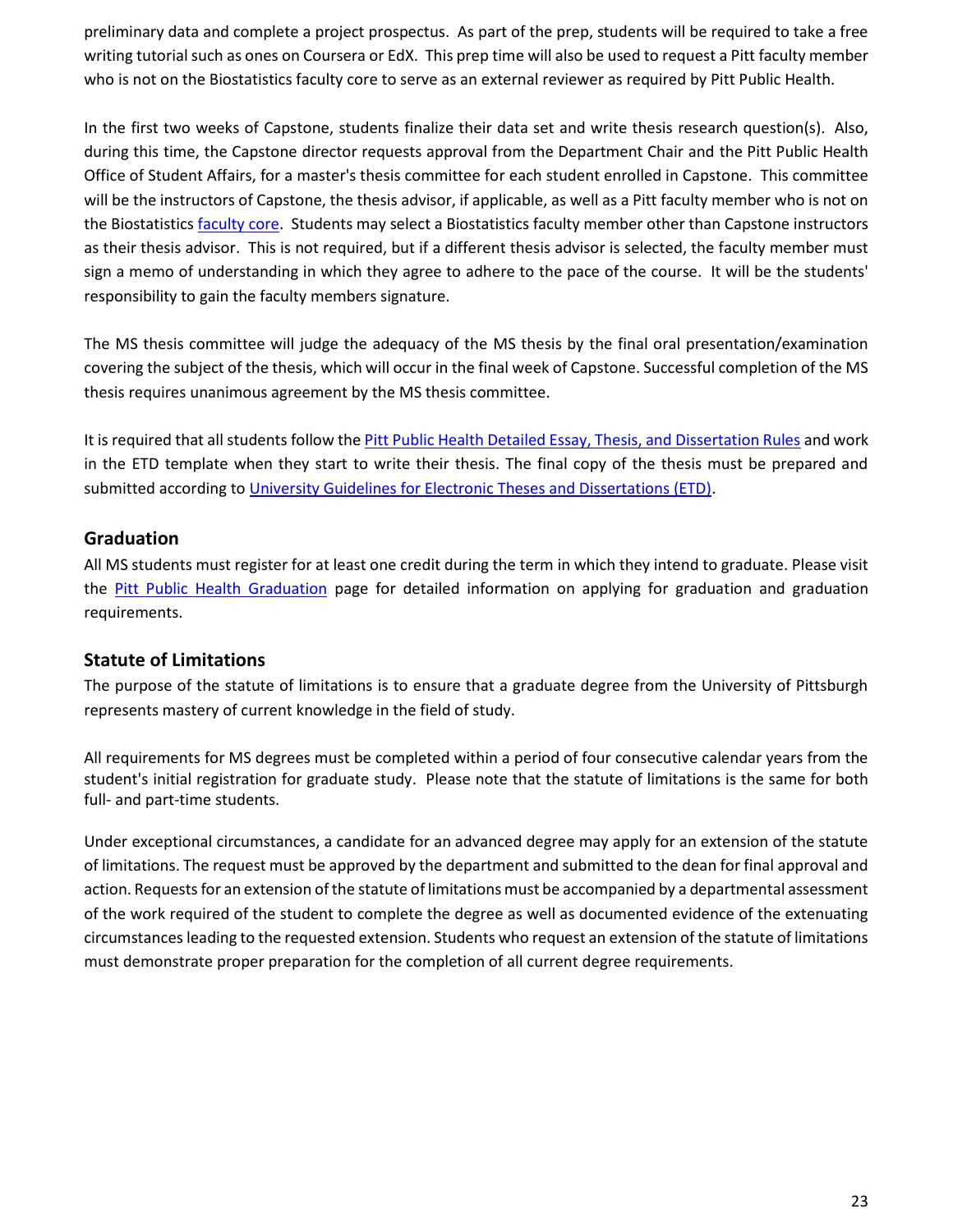preliminary data and complete a project prospectus. As part of the prep, students will be required to take a free writing tutorial such as ones on Coursera or EdX. This prep time will also be used to request a Pitt faculty member who is not on the Biostatistics faculty core to serve as an external reviewer as required by Pitt Public Health.

In the first two weeks of Capstone, students finalize their data set and write thesis research question(s). Also, during this time, the Capstone director requests approval from the Department Chair and the Pitt Public Health Office of Student Affairs, for a master's thesis committee for each student enrolled in Capstone. This committee will be the instructors of Capstone, the thesis advisor, if applicable, as well as a Pitt faculty member who is not on the Biostatistics faculty core. Students may select a Biostatistics faculty member other than Capstone instructors as their thesis advisor. This is not required, but if a different thesis advisor is selected, the faculty member must sign a memo of understanding in which they agree to adhere to the pace of the course. It will be the students' responsibility to gain the faculty members signature.

The MS thesis committee will judge the adequacy of the MS thesis by the final oral presentation/examination covering the subject of the thesis, which will occur in the final week of Capstone. Successful completion of the MS thesis requires unanimous agreement by the MS thesis committee.

It is required that all students follow the Pitt Public Health Detailed Essay, Thesis, and Dissertation Rules and work in the ETD template when they start to write their thesis. The final copy of the thesis must be prepared and submitted according to University Guidelines for Electronic Theses and Dissertations (ETD).

## Graduation

All MS students must register for at least one credit during the term in which they intend to graduate. Please visit the Pitt Public Health Graduation page for detailed information on applying for graduation and graduation requirements.

## Statute of Limitations

The purpose of the statute of limitations is to ensure that a graduate degree from the University of Pittsburgh represents mastery of current knowledge in the field of study.

All requirements for MS degrees must be completed within a period of four consecutive calendar years from the student's initial registration for graduate study. Please note that the statute of limitations is the same for both full- and part-time students.

Under exceptional circumstances, a candidate for an advanced degree may apply for an extension of the statute of limitations. The request must be approved by the department and submitted to the dean for final approval and action. Requests for an extension of the statute of limitations must be accompanied by a departmental assessment of the work required of the student to complete the degree as well as documented evidence of the extenuating circumstances leading to the requested extension. Students who request an extension of the statute of limitations must demonstrate proper preparation for the completion of all current degree requirements.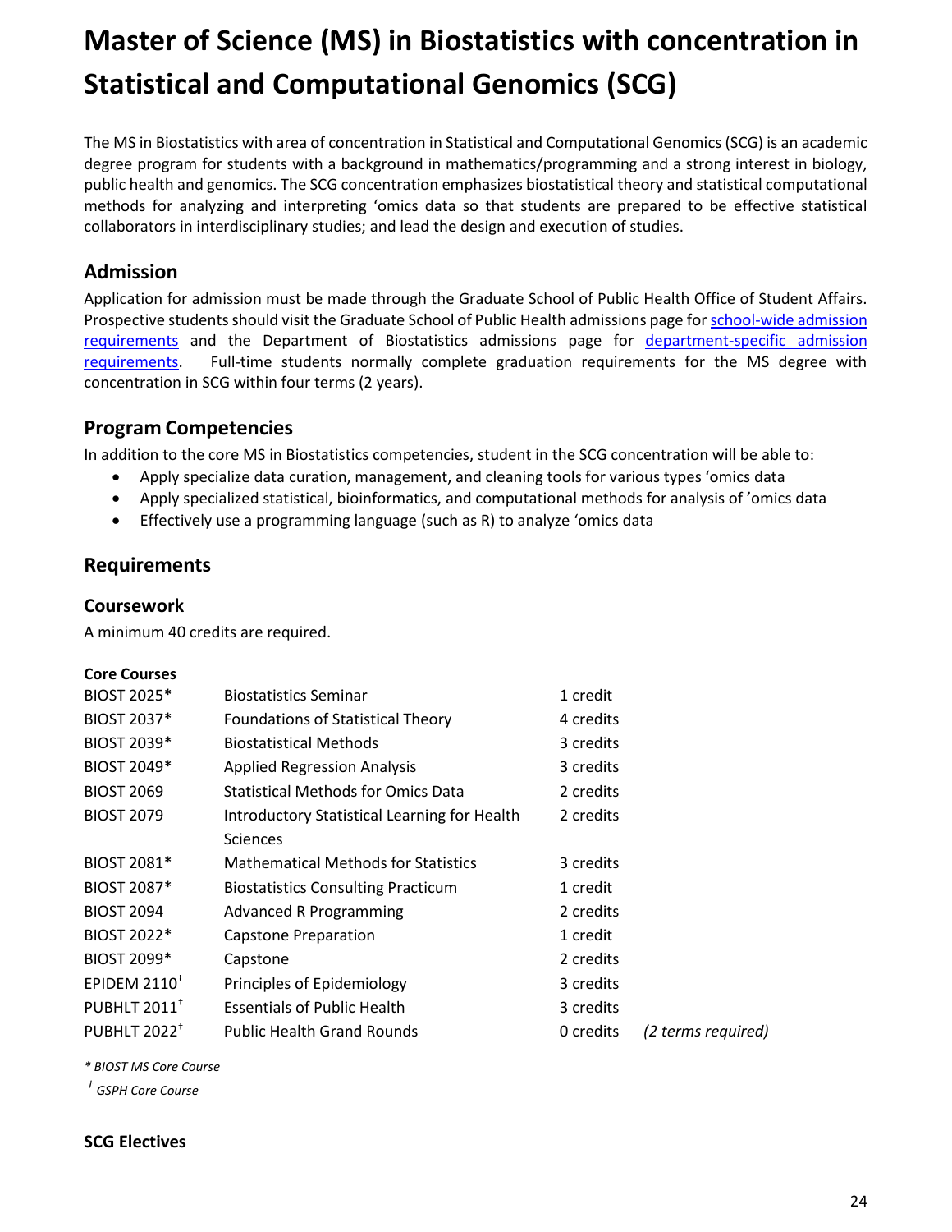# Master of Science (MS) in Biostatistics with concentration in Statistical and Computational Genomics (SCG)

The MS in Biostatistics with area of concentration in Statistical and Computational Genomics (SCG) is an academic degree program for students with a background in mathematics/programming and a strong interest in biology, public health and genomics. The SCG concentration emphasizes biostatistical theory and statistical computational methods for analyzing and interpreting 'omics data so that students are prepared to be effective statistical collaborators in interdisciplinary studies; and lead the design and execution of studies.

## Admission

Application for admission must be made through the Graduate School of Public Health Office of Student Affairs. Prospective students should visit the Graduate School of Public Health admissions page for school-wide admission requirements and the Department of Biostatistics admissions page for department-specific admission requirements. Full-time students normally complete graduation requirements for the MS degree with concentration in SCG within four terms (2 years).

## Program Competencies

In addition to the core MS in Biostatistics competencies, student in the SCG concentration will be able to:

- Apply specialize data curation, management, and cleaning tools for various types 'omics data
- Apply specialized statistical, bioinformatics, and computational methods for analysis of 'omics data
- Effectively use a programming language (such as R) to analyze 'omics data

## Requirements

### Coursework

A minimum 40 credits are required.

**Core Courses**

| Course | Title | Credits | |
|---|---|---|---|
| BIOST 2025* | Biostatistics Seminar | 1 credit | |
| BIOST 2037* | Foundations of Statistical Theory | 4 credits | |
| BIOST 2039* | Biostatistical Methods | 3 credits | |
| BIOST 2049* | Applied Regression Analysis | 3 credits | |
| BIOST 2069 | Statistical Methods for Omics Data | 2 credits | |
| BIOST 2079 | Introductory Statistical Learning for Health Sciences | 2 credits | |
| BIOST 2081* | Mathematical Methods for Statistics | 3 credits | |
| BIOST 2087* | Biostatistics Consulting Practicum | 1 credit | |
| BIOST 2094 | Advanced R Programming | 2 credits | |
| BIOST 2022* | Capstone Preparation | 1 credit | |
| BIOST 2099* | Capstone | 2 credits | |
| EPIDEM 2110† | Principles of Epidemiology | 3 credits | |
| PUBHLT 2011† | Essentials of Public Health | 3 credits | |
| PUBHLT 2022† | Public Health Grand Rounds | 0 credits | *(2 terms required)* |

*\* BIOST MS Core Course*

*† GSPH Core Course*

**SCG Electives**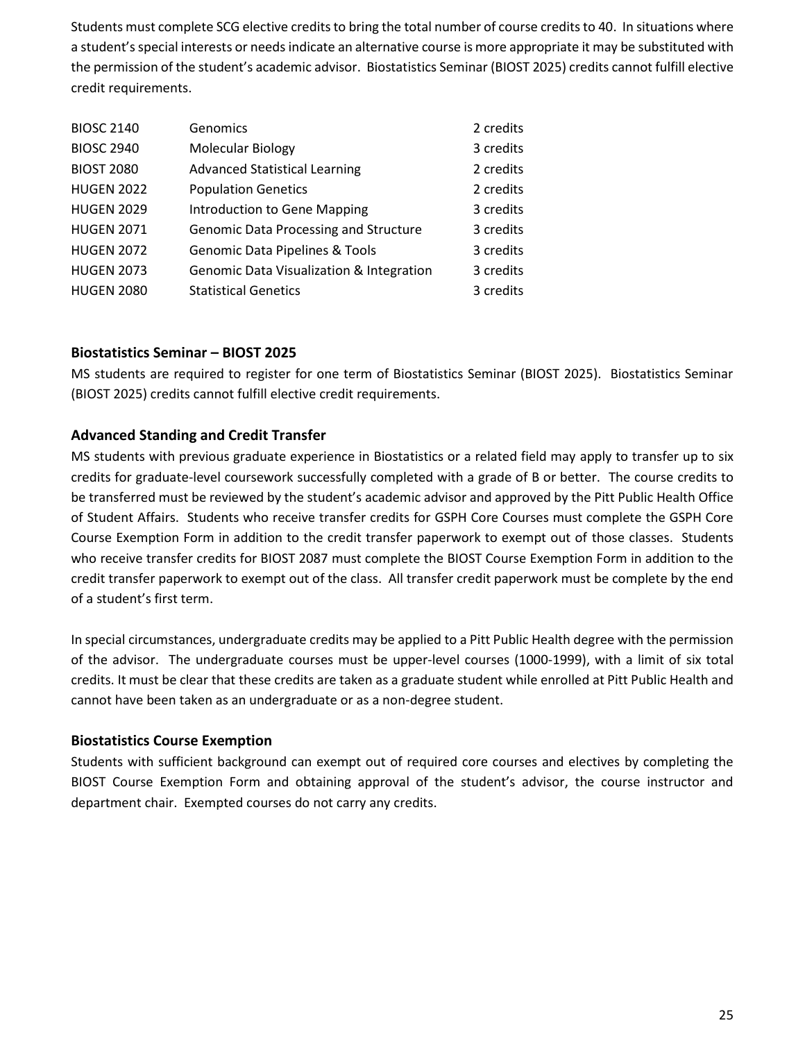Students must complete SCG elective credits to bring the total number of course credits to 40. In situations where a student's special interests or needs indicate an alternative course is more appropriate it may be substituted with the permission of the student's academic advisor. Biostatistics Seminar (BIOST 2025) credits cannot fulfill elective credit requirements.

| | | |
|---|---|---|
| BIOSC 2140 | Genomics | 2 credits |
| BIOSC 2940 | Molecular Biology | 3 credits |
| BIOST 2080 | Advanced Statistical Learning | 2 credits |
| HUGEN 2022 | Population Genetics | 2 credits |
| HUGEN 2029 | Introduction to Gene Mapping | 3 credits |
| HUGEN 2071 | Genomic Data Processing and Structure | 3 credits |
| HUGEN 2072 | Genomic Data Pipelines & Tools | 3 credits |
| HUGEN 2073 | Genomic Data Visualization & Integration | 3 credits |
| HUGEN 2080 | Statistical Genetics | 3 credits |

### Biostatistics Seminar – BIOST 2025

MS students are required to register for one term of Biostatistics Seminar (BIOST 2025). Biostatistics Seminar (BIOST 2025) credits cannot fulfill elective credit requirements.

### Advanced Standing and Credit Transfer

MS students with previous graduate experience in Biostatistics or a related field may apply to transfer up to six credits for graduate-level coursework successfully completed with a grade of B or better. The course credits to be transferred must be reviewed by the student's academic advisor and approved by the Pitt Public Health Office of Student Affairs. Students who receive transfer credits for GSPH Core Courses must complete the GSPH Core Course Exemption Form in addition to the credit transfer paperwork to exempt out of those classes. Students who receive transfer credits for BIOST 2087 must complete the BIOST Course Exemption Form in addition to the credit transfer paperwork to exempt out of the class. All transfer credit paperwork must be complete by the end of a student's first term.

In special circumstances, undergraduate credits may be applied to a Pitt Public Health degree with the permission of the advisor. The undergraduate courses must be upper-level courses (1000-1999), with a limit of six total credits. It must be clear that these credits are taken as a graduate student while enrolled at Pitt Public Health and cannot have been taken as an undergraduate or as a non-degree student.

### Biostatistics Course Exemption

Students with sufficient background can exempt out of required core courses and electives by completing the BIOST Course Exemption Form and obtaining approval of the student's advisor, the course instructor and department chair. Exempted courses do not carry any credits.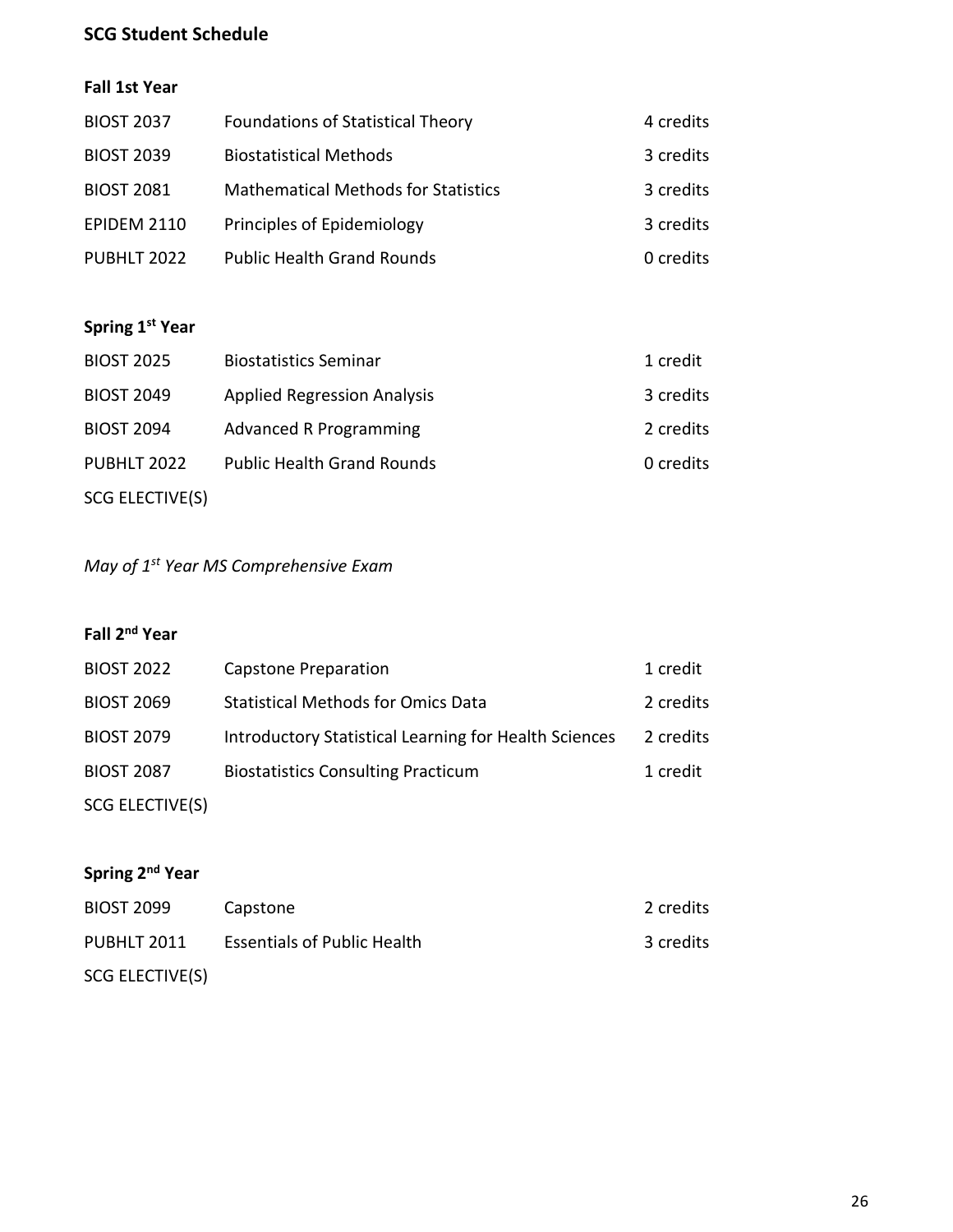## SCG Student Schedule

### Fall 1st Year

| | | |
|---|---|---|
| BIOST 2037 | Foundations of Statistical Theory | 4 credits |
| BIOST 2039 | Biostatistical Methods | 3 credits |
| BIOST 2081 | Mathematical Methods for Statistics | 3 credits |
| EPIDEM 2110 | Principles of Epidemiology | 3 credits |
| PUBHLT 2022 | Public Health Grand Rounds | 0 credits |

### Spring 1st Year

| | | |
|---|---|---|
| BIOST 2025 | Biostatistics Seminar | 1 credit |
| BIOST 2049 | Applied Regression Analysis | 3 credits |
| BIOST 2094 | Advanced R Programming | 2 credits |
| PUBHLT 2022 | Public Health Grand Rounds | 0 credits |
| SCG ELECTIVE(S) | | |

*May of 1st Year MS Comprehensive Exam*

### Fall 2nd Year

| | | |
|---|---|---|
| BIOST 2022 | Capstone Preparation | 1 credit |
| BIOST 2069 | Statistical Methods for Omics Data | 2 credits |
| BIOST 2079 | Introductory Statistical Learning for Health Sciences | 2 credits |
| BIOST 2087 | Biostatistics Consulting Practicum | 1 credit |
| SCG ELECTIVE(S) | | |

### Spring 2nd Year

| | | |
|---|---|---|
| BIOST 2099 | Capstone | 2 credits |
| PUBHLT 2011 | Essentials of Public Health | 3 credits |
| SCG ELECTIVE(S) | | |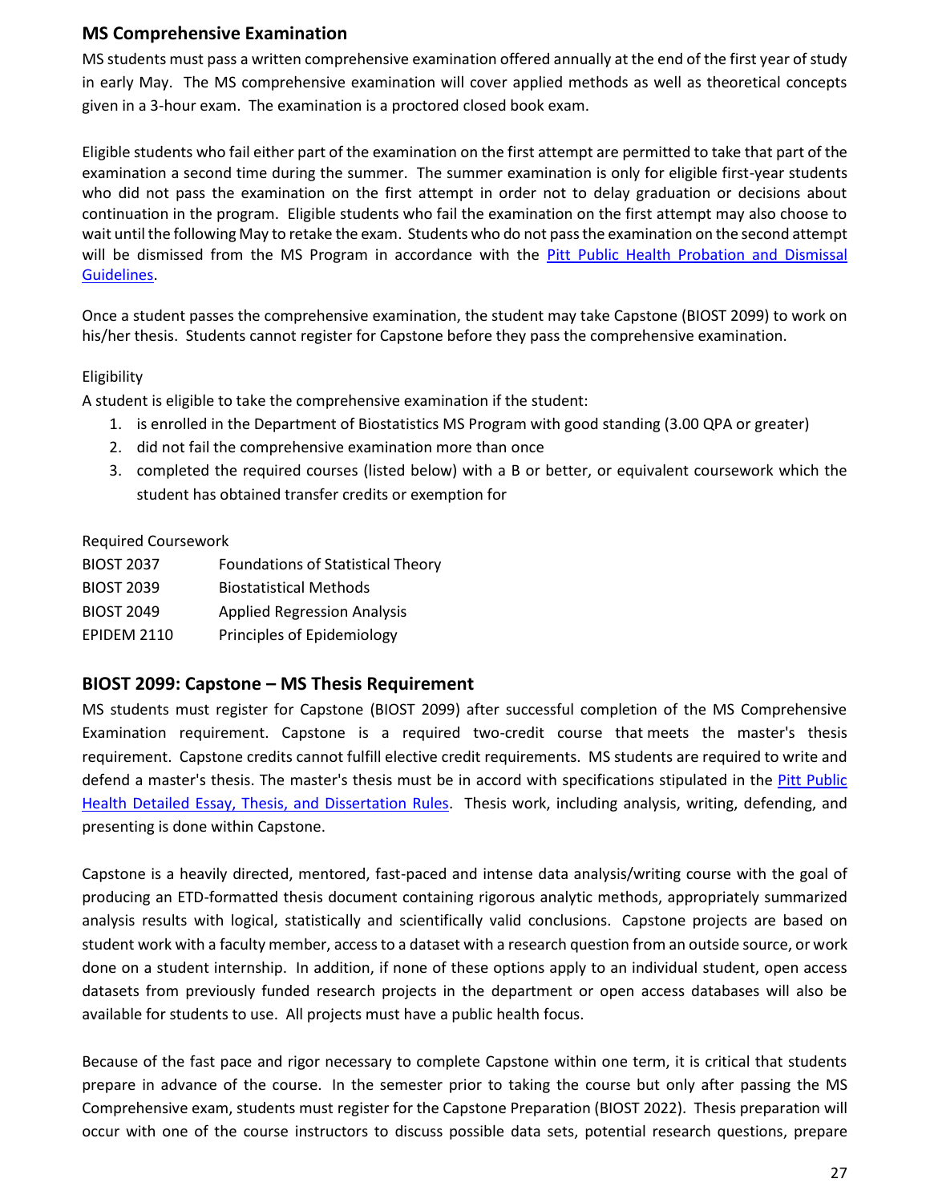## MS Comprehensive Examination

MS students must pass a written comprehensive examination offered annually at the end of the first year of study in early May. The MS comprehensive examination will cover applied methods as well as theoretical concepts given in a 3-hour exam. The examination is a proctored closed book exam.

Eligible students who fail either part of the examination on the first attempt are permitted to take that part of the examination a second time during the summer. The summer examination is only for eligible first-year students who did not pass the examination on the first attempt in order not to delay graduation or decisions about continuation in the program. Eligible students who fail the examination on the first attempt may also choose to wait until the following May to retake the exam. Students who do not pass the examination on the second attempt will be dismissed from the MS Program in accordance with the Pitt Public Health Probation and Dismissal Guidelines.

Once a student passes the comprehensive examination, the student may take Capstone (BIOST 2099) to work on his/her thesis. Students cannot register for Capstone before they pass the comprehensive examination.

Eligibility

A student is eligible to take the comprehensive examination if the student:

1. is enrolled in the Department of Biostatistics MS Program with good standing (3.00 QPA or greater)
2. did not fail the comprehensive examination more than once
3. completed the required courses (listed below) with a B or better, or equivalent coursework which the student has obtained transfer credits or exemption for

Required Coursework

| | |
|---|---|
| BIOST 2037 | Foundations of Statistical Theory |
| BIOST 2039 | Biostatistical Methods |
| BIOST 2049 | Applied Regression Analysis |
| EPIDEM 2110 | Principles of Epidemiology |

## BIOST 2099: Capstone – MS Thesis Requirement

MS students must register for Capstone (BIOST 2099) after successful completion of the MS Comprehensive Examination requirement. Capstone is a required two-credit course that meets the master's thesis requirement. Capstone credits cannot fulfill elective credit requirements. MS students are required to write and defend a master's thesis. The master's thesis must be in accord with specifications stipulated in the Pitt Public Health Detailed Essay, Thesis, and Dissertation Rules. Thesis work, including analysis, writing, defending, and presenting is done within Capstone.

Capstone is a heavily directed, mentored, fast-paced and intense data analysis/writing course with the goal of producing an ETD-formatted thesis document containing rigorous analytic methods, appropriately summarized analysis results with logical, statistically and scientifically valid conclusions. Capstone projects are based on student work with a faculty member, access to a dataset with a research question from an outside source, or work done on a student internship. In addition, if none of these options apply to an individual student, open access datasets from previously funded research projects in the department or open access databases will also be available for students to use. All projects must have a public health focus.

Because of the fast pace and rigor necessary to complete Capstone within one term, it is critical that students prepare in advance of the course. In the semester prior to taking the course but only after passing the MS Comprehensive exam, students must register for the Capstone Preparation (BIOST 2022). Thesis preparation will occur with one of the course instructors to discuss possible data sets, potential research questions, prepare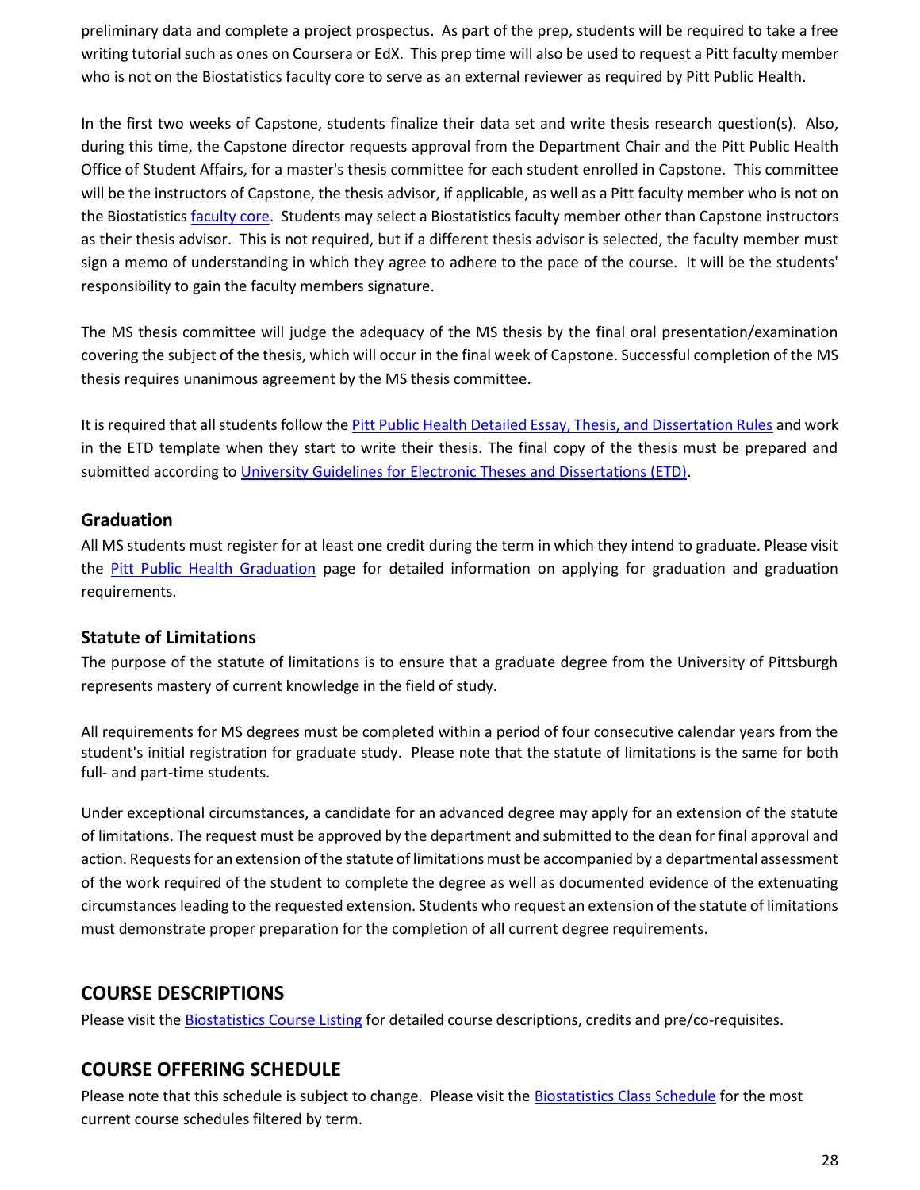preliminary data and complete a project prospectus. As part of the prep, students will be required to take a free writing tutorial such as ones on Coursera or EdX. This prep time will also be used to request a Pitt faculty member who is not on the Biostatistics faculty core to serve as an external reviewer as required by Pitt Public Health.

In the first two weeks of Capstone, students finalize their data set and write thesis research question(s). Also, during this time, the Capstone director requests approval from the Department Chair and the Pitt Public Health Office of Student Affairs, for a master's thesis committee for each student enrolled in Capstone. This committee will be the instructors of Capstone, the thesis advisor, if applicable, as well as a Pitt faculty member who is not on the Biostatistics faculty core. Students may select a Biostatistics faculty member other than Capstone instructors as their thesis advisor. This is not required, but if a different thesis advisor is selected, the faculty member must sign a memo of understanding in which they agree to adhere to the pace of the course. It will be the students' responsibility to gain the faculty members signature.

The MS thesis committee will judge the adequacy of the MS thesis by the final oral presentation/examination covering the subject of the thesis, which will occur in the final week of Capstone. Successful completion of the MS thesis requires unanimous agreement by the MS thesis committee.

It is required that all students follow the Pitt Public Health Detailed Essay, Thesis, and Dissertation Rules and work in the ETD template when they start to write their thesis. The final copy of the thesis must be prepared and submitted according to University Guidelines for Electronic Theses and Dissertations (ETD).

### Graduation

All MS students must register for at least one credit during the term in which they intend to graduate. Please visit the Pitt Public Health Graduation page for detailed information on applying for graduation and graduation requirements.

### Statute of Limitations

The purpose of the statute of limitations is to ensure that a graduate degree from the University of Pittsburgh represents mastery of current knowledge in the field of study.

All requirements for MS degrees must be completed within a period of four consecutive calendar years from the student's initial registration for graduate study. Please note that the statute of limitations is the same for both full- and part-time students.

Under exceptional circumstances, a candidate for an advanced degree may apply for an extension of the statute of limitations. The request must be approved by the department and submitted to the dean for final approval and action. Requests for an extension of the statute of limitations must be accompanied by a departmental assessment of the work required of the student to complete the degree as well as documented evidence of the extenuating circumstances leading to the requested extension. Students who request an extension of the statute of limitations must demonstrate proper preparation for the completion of all current degree requirements.

## COURSE DESCRIPTIONS

Please visit the Biostatistics Course Listing for detailed course descriptions, credits and pre/co-requisites.

## COURSE OFFERING SCHEDULE

Please note that this schedule is subject to change. Please visit the Biostatistics Class Schedule for the most current course schedules filtered by term.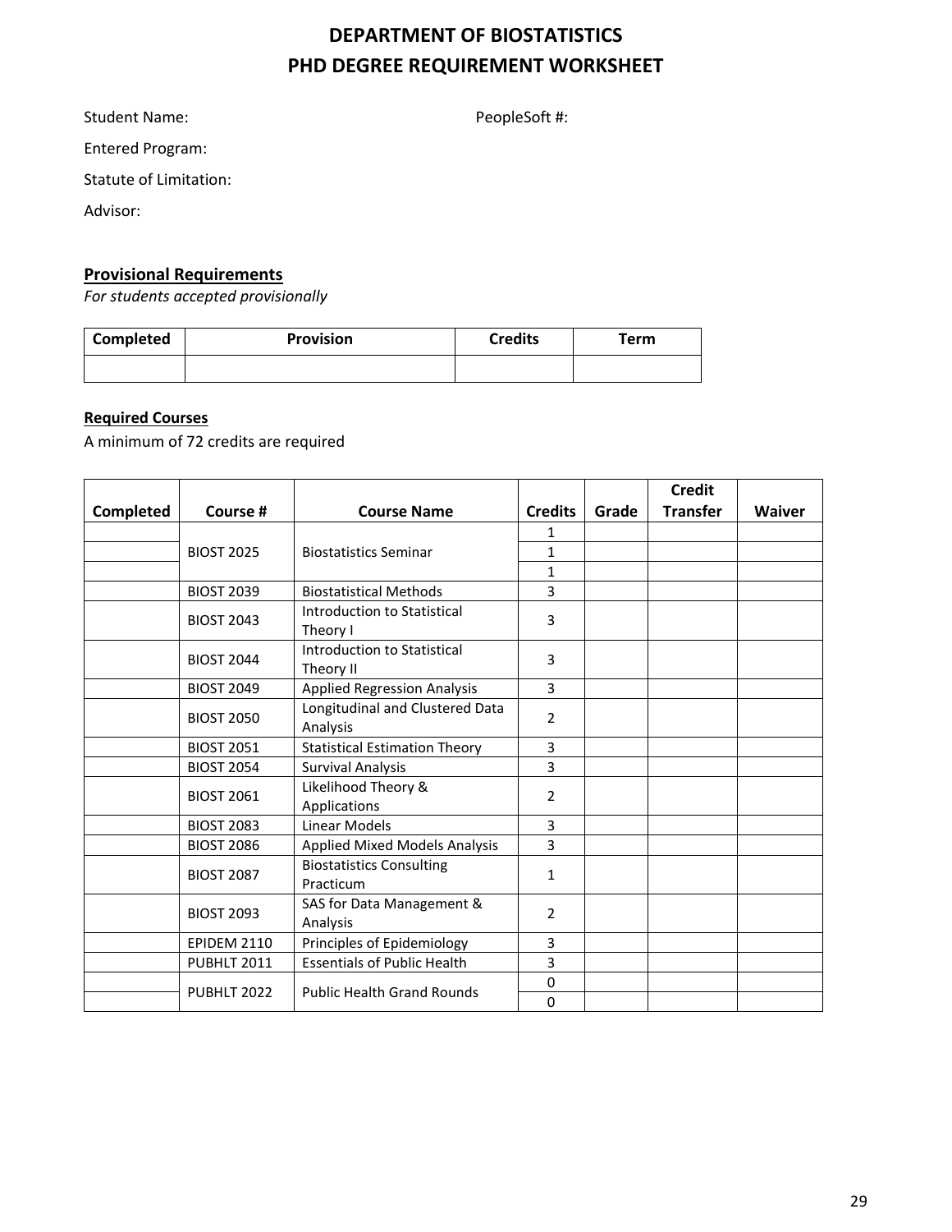# DEPARTMENT OF BIOSTATISTICS
# PHD DEGREE REQUIREMENT WORKSHEET

Student Name: PeopleSoft #:

Entered Program:

Statute of Limitation:

Advisor:

## Provisional Requirements

*For students accepted provisionally*

| Completed | Provision | Credits | Term |
|---|---|---|---|
| | | | |

### Required Courses

A minimum of 72 credits are required

| Completed | Course # | Course Name | Credits | Grade | Credit Transfer | Waiver |
|---|---|---|---|---|---|---|
| | BIOST 2025 | Biostatistics Seminar | 1 | | | |
| | | | 1 | | | |
| | | | 1 | | | |
| | BIOST 2039 | Biostatistical Methods | 3 | | | |
| | BIOST 2043 | Introduction to Statistical Theory I | 3 | | | |
| | BIOST 2044 | Introduction to Statistical Theory II | 3 | | | |
| | BIOST 2049 | Applied Regression Analysis | 3 | | | |
| | BIOST 2050 | Longitudinal and Clustered Data Analysis | 2 | | | |
| | BIOST 2051 | Statistical Estimation Theory | 3 | | | |
| | BIOST 2054 | Survival Analysis | 3 | | | |
| | BIOST 2061 | Likelihood Theory & Applications | 2 | | | |
| | BIOST 2083 | Linear Models | 3 | | | |
| | BIOST 2086 | Applied Mixed Models Analysis | 3 | | | |
| | BIOST 2087 | Biostatistics Consulting Practicum | 1 | | | |
| | BIOST 2093 | SAS for Data Management & Analysis | 2 | | | |
| | EPIDEM 2110 | Principles of Epidemiology | 3 | | | |
| | PUBHLT 2011 | Essentials of Public Health | 3 | | | |
| | PUBHLT 2022 | Public Health Grand Rounds | 0 | | | |
| | | | 0 | | | |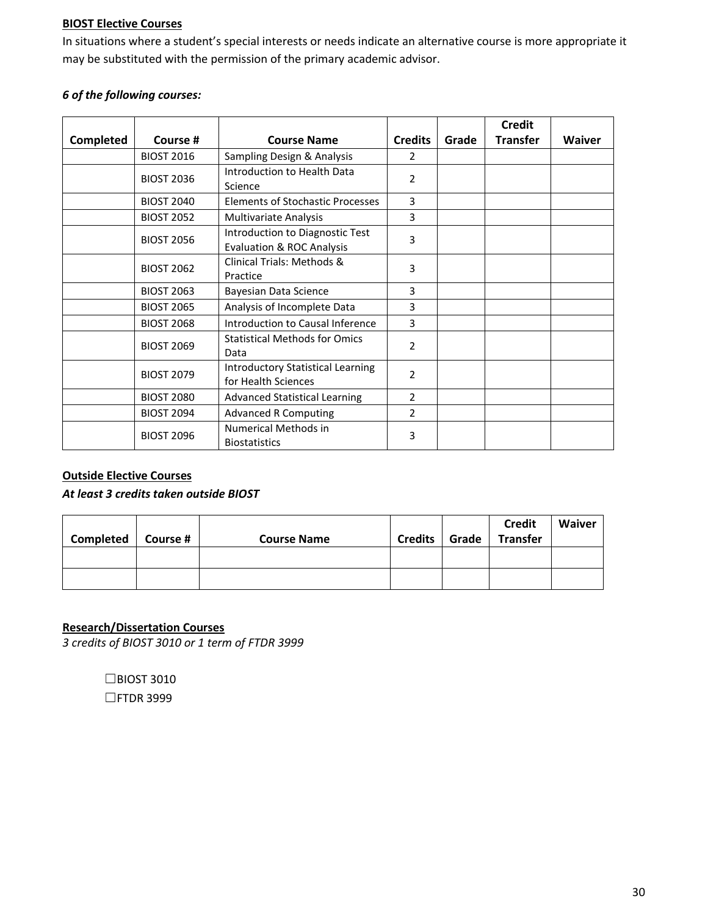**BIOST Elective Courses**

In situations where a student's special interests or needs indicate an alternative course is more appropriate it may be substituted with the permission of the primary academic advisor.

***6 of the following courses:***

| Completed | Course # | Course Name | Credits | Grade | Credit Transfer | Waiver |
|---|---|---|---|---|---|---|
| | BIOST 2016 | Sampling Design & Analysis | 2 | | | |
| | BIOST 2036 | Introduction to Health Data Science | 2 | | | |
| | BIOST 2040 | Elements of Stochastic Processes | 3 | | | |
| | BIOST 2052 | Multivariate Analysis | 3 | | | |
| | BIOST 2056 | Introduction to Diagnostic Test Evaluation & ROC Analysis | 3 | | | |
| | BIOST 2062 | Clinical Trials: Methods & Practice | 3 | | | |
| | BIOST 2063 | Bayesian Data Science | 3 | | | |
| | BIOST 2065 | Analysis of Incomplete Data | 3 | | | |
| | BIOST 2068 | Introduction to Causal Inference | 3 | | | |
| | BIOST 2069 | Statistical Methods for Omics Data | 2 | | | |
| | BIOST 2079 | Introductory Statistical Learning for Health Sciences | 2 | | | |
| | BIOST 2080 | Advanced Statistical Learning | 2 | | | |
| | BIOST 2094 | Advanced R Computing | 2 | | | |
| | BIOST 2096 | Numerical Methods in Biostatistics | 3 | | | |

**Outside Elective Courses**

***At least 3 credits taken outside BIOST***

| Completed | Course # | Course Name | Credits | Grade | Credit Transfer | Waiver |
|---|---|---|---|---|---|---|
| | | | | | | |
| | | | | | | |

**Research/Dissertation Courses**

*3 credits of BIOST 3010 or 1 term of FTDR 3999*

☐BIOST 3010

☐FTDR 3999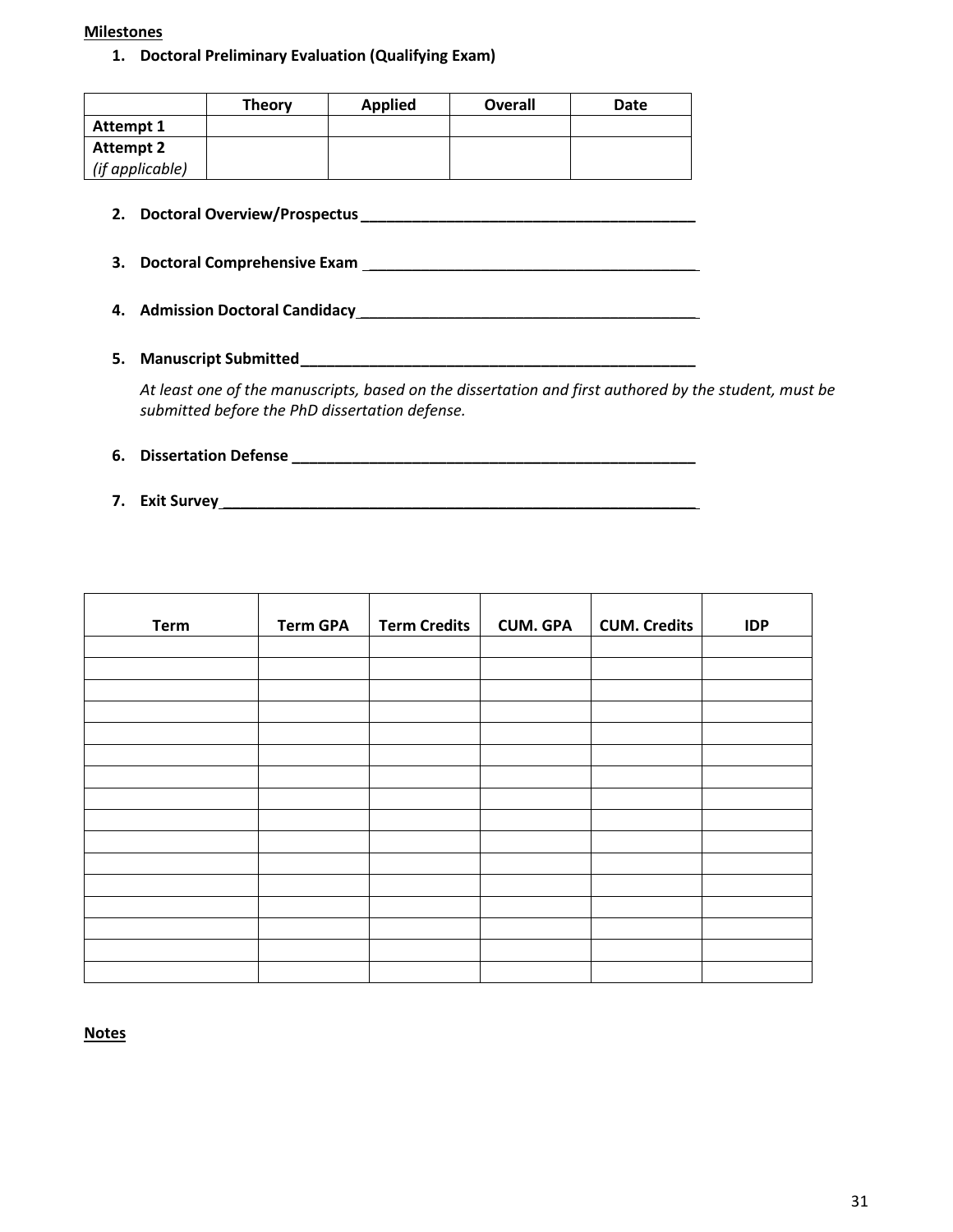**Milestones**

1. **Doctoral Preliminary Evaluation (Qualifying Exam)**

| | Theory | Applied | Overall | Date |
|---|---|---|---|---|
| **Attempt 1** | | | | |
| **Attempt 2** *(if applicable)* | | | | |

2. **Doctoral Overview/Prospectus \_\_\_\_\_\_\_\_\_\_\_\_\_\_\_\_\_\_\_\_\_\_\_\_\_\_\_\_\_\_\_\_\_\_\_\_\_\_\_\_**

3. **Doctoral Comprehensive Exam \_\_\_\_\_\_\_\_\_\_\_\_\_\_\_\_\_\_\_\_\_\_\_\_\_\_\_\_\_\_\_\_\_\_\_\_\_\_\_\_**

4. **Admission Doctoral Candidacy \_\_\_\_\_\_\_\_\_\_\_\_\_\_\_\_\_\_\_\_\_\_\_\_\_\_\_\_\_\_\_\_\_\_\_\_\_\_\_\_**

5. **Manuscript Submitted \_\_\_\_\_\_\_\_\_\_\_\_\_\_\_\_\_\_\_\_\_\_\_\_\_\_\_\_\_\_\_\_\_\_\_\_\_\_\_\_\_\_\_\_\_\_\_\_**

   *At least one of the manuscripts, based on the dissertation and first authored by the student, must be submitted before the PhD dissertation defense.*

6. **Dissertation Defense \_\_\_\_\_\_\_\_\_\_\_\_\_\_\_\_\_\_\_\_\_\_\_\_\_\_\_\_\_\_\_\_\_\_\_\_\_\_\_\_\_\_\_\_\_\_\_\_\_**

7. **Exit Survey \_\_\_\_\_\_\_\_\_\_\_\_\_\_\_\_\_\_\_\_\_\_\_\_\_\_\_\_\_\_\_\_\_\_\_\_\_\_\_\_\_\_\_\_\_\_\_\_\_\_\_\_\_\_\_\_\_\_\_\_**

| Term | Term GPA | Term Credits | CUM. GPA | CUM. Credits | IDP |
|---|---|---|---|---|---|
| | | | | | |
| | | | | | |
| | | | | | |
| | | | | | |
| | | | | | |
| | | | | | |
| | | | | | |
| | | | | | |
| | | | | | |
| | | | | | |
| | | | | | |
| | | | | | |
| | | | | | |
| | | | | | |
| | | | | | |
| | | | | | |

**Notes**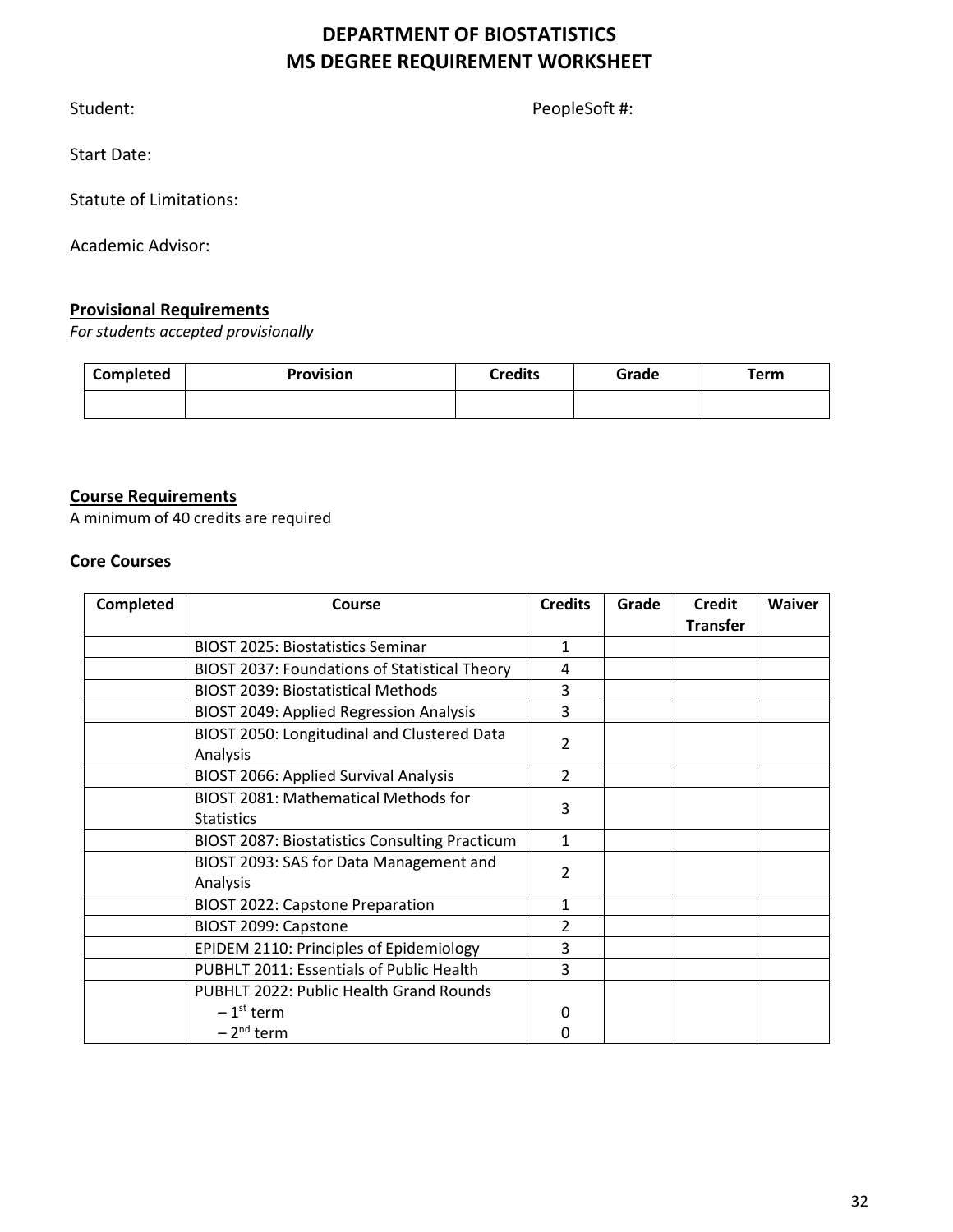# DEPARTMENT OF BIOSTATISTICS
# MS DEGREE REQUIREMENT WORKSHEET

Student: PeopleSoft #:

Start Date:

Statute of Limitations:

Academic Advisor:

**<u>Provisional Requirements</u>**

*For students accepted provisionally*

| Completed | Provision | Credits | Grade | Term |
|---|---|---|---|---|
| | | | | |

**<u>Course Requirements</u>**

A minimum of 40 credits are required

### Core Courses

| Completed | Course | Credits | Grade | Credit Transfer | Waiver |
|---|---|---|---|---|---|
| | BIOST 2025: Biostatistics Seminar | 1 | | | |
| | BIOST 2037: Foundations of Statistical Theory | 4 | | | |
| | BIOST 2039: Biostatistical Methods | 3 | | | |
| | BIOST 2049: Applied Regression Analysis | 3 | | | |
| | BIOST 2050: Longitudinal and Clustered Data Analysis | 2 | | | |
| | BIOST 2066: Applied Survival Analysis | 2 | | | |
| | BIOST 2081: Mathematical Methods for Statistics | 3 | | | |
| | BIOST 2087: Biostatistics Consulting Practicum | 1 | | | |
| | BIOST 2093: SAS for Data Management and Analysis | 2 | | | |
| | BIOST 2022: Capstone Preparation | 1 | | | |
| | BIOST 2099: Capstone | 2 | | | |
| | EPIDEM 2110: Principles of Epidemiology | 3 | | | |
| | PUBHLT 2011: Essentials of Public Health | 3 | | | |
| | PUBHLT 2022: Public Health Grand Rounds<br>– 1st term<br>– 2nd term | <br>0<br>0 | | | |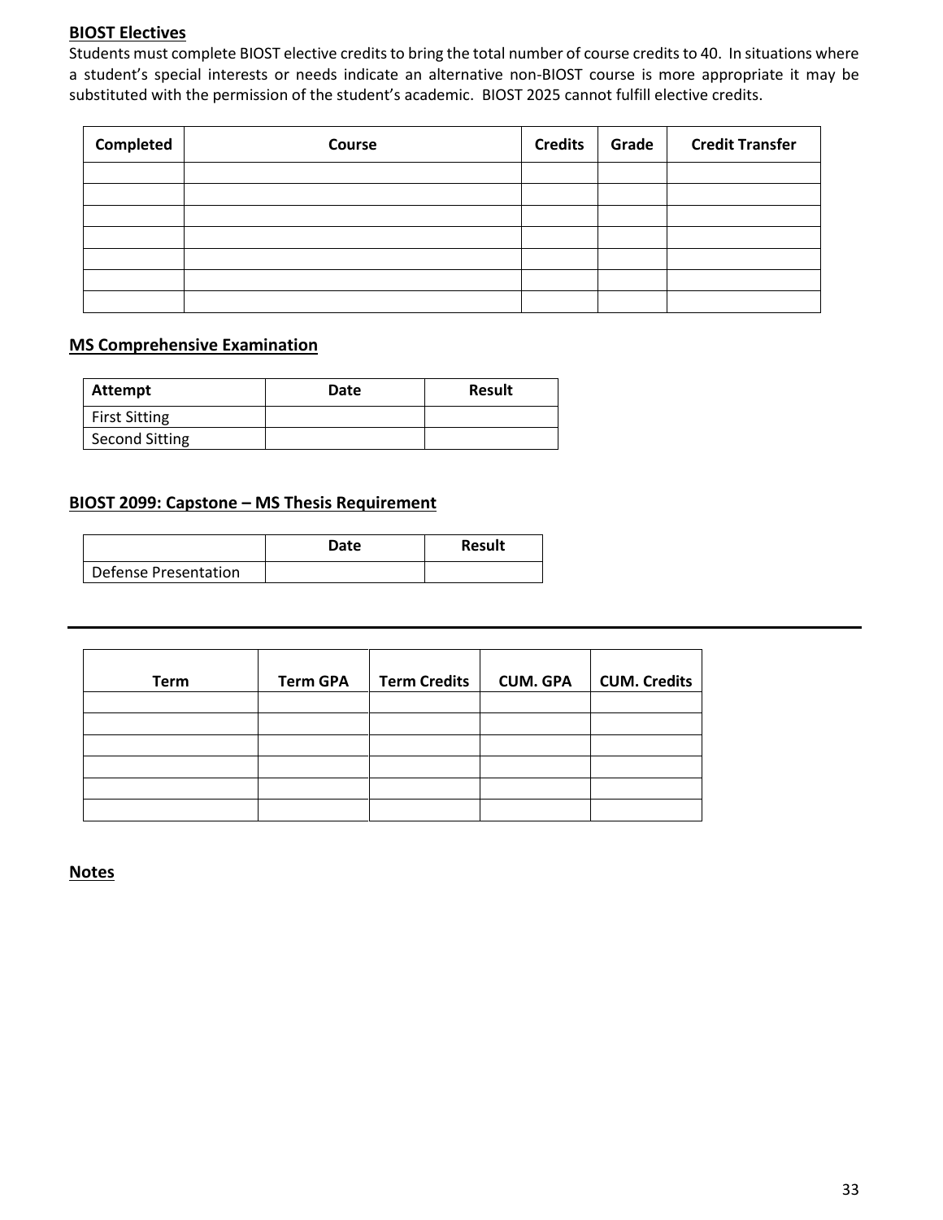## BIOST Electives

Students must complete BIOST elective credits to bring the total number of course credits to 40. In situations where a student's special interests or needs indicate an alternative non-BIOST course is more appropriate it may be substituted with the permission of the student's academic. BIOST 2025 cannot fulfill elective credits.

| Completed | Course | Credits | Grade | Credit Transfer |
|---|---|---|---|---|
| | | | | |
| | | | | |
| | | | | |
| | | | | |
| | | | | |
| | | | | |
| | | | | |

## MS Comprehensive Examination

| Attempt | Date | Result |
|---|---|---|
| First Sitting | | |
| Second Sitting | | |

## BIOST 2099: Capstone – MS Thesis Requirement

| | Date | Result |
|---|---|---|
| Defense Presentation | | |

---

| Term | Term GPA | Term Credits | CUM. GPA | CUM. Credits |
|---|---|---|---|---|
| | | | | |
| | | | | |
| | | | | |
| | | | | |
| | | | | |
| | | | | |

## Notes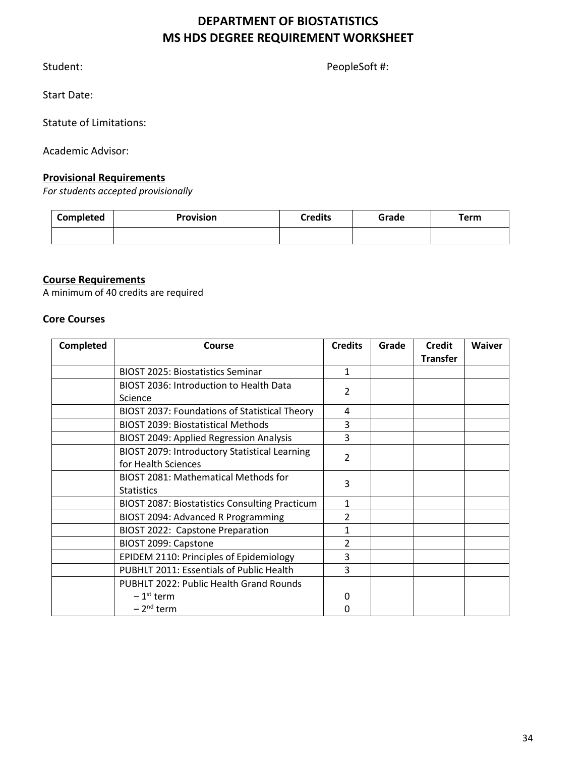# DEPARTMENT OF BIOSTATISTICS
# MS HDS DEGREE REQUIREMENT WORKSHEET

Student: PeopleSoft #:

Start Date:

Statute of Limitations:

Academic Advisor:

**Provisional Requirements**

*For students accepted provisionally*

| Completed | Provision | Credits | Grade | Term |
|---|---|---|---|---|
| | | | | |

**Course Requirements**

A minimum of 40 credits are required

### Core Courses

| Completed | Course | Credits | Grade | Credit Transfer | Waiver |
|---|---|---|---|---|---|
| | BIOST 2025: Biostatistics Seminar | 1 | | | |
| | BIOST 2036: Introduction to Health Data Science | 2 | | | |
| | BIOST 2037: Foundations of Statistical Theory | 4 | | | |
| | BIOST 2039: Biostatistical Methods | 3 | | | |
| | BIOST 2049: Applied Regression Analysis | 3 | | | |
| | BIOST 2079: Introductory Statistical Learning for Health Sciences | 2 | | | |
| | BIOST 2081: Mathematical Methods for Statistics | 3 | | | |
| | BIOST 2087: Biostatistics Consulting Practicum | 1 | | | |
| | BIOST 2094: Advanced R Programming | 2 | | | |
| | BIOST 2022: Capstone Preparation | 1 | | | |
| | BIOST 2099: Capstone | 2 | | | |
| | EPIDEM 2110: Principles of Epidemiology | 3 | | | |
| | PUBHLT 2011: Essentials of Public Health | 3 | | | |
| | PUBHLT 2022: Public Health Grand Rounds<br>– 1st term<br>– 2nd term | <br>0<br>0 | | | |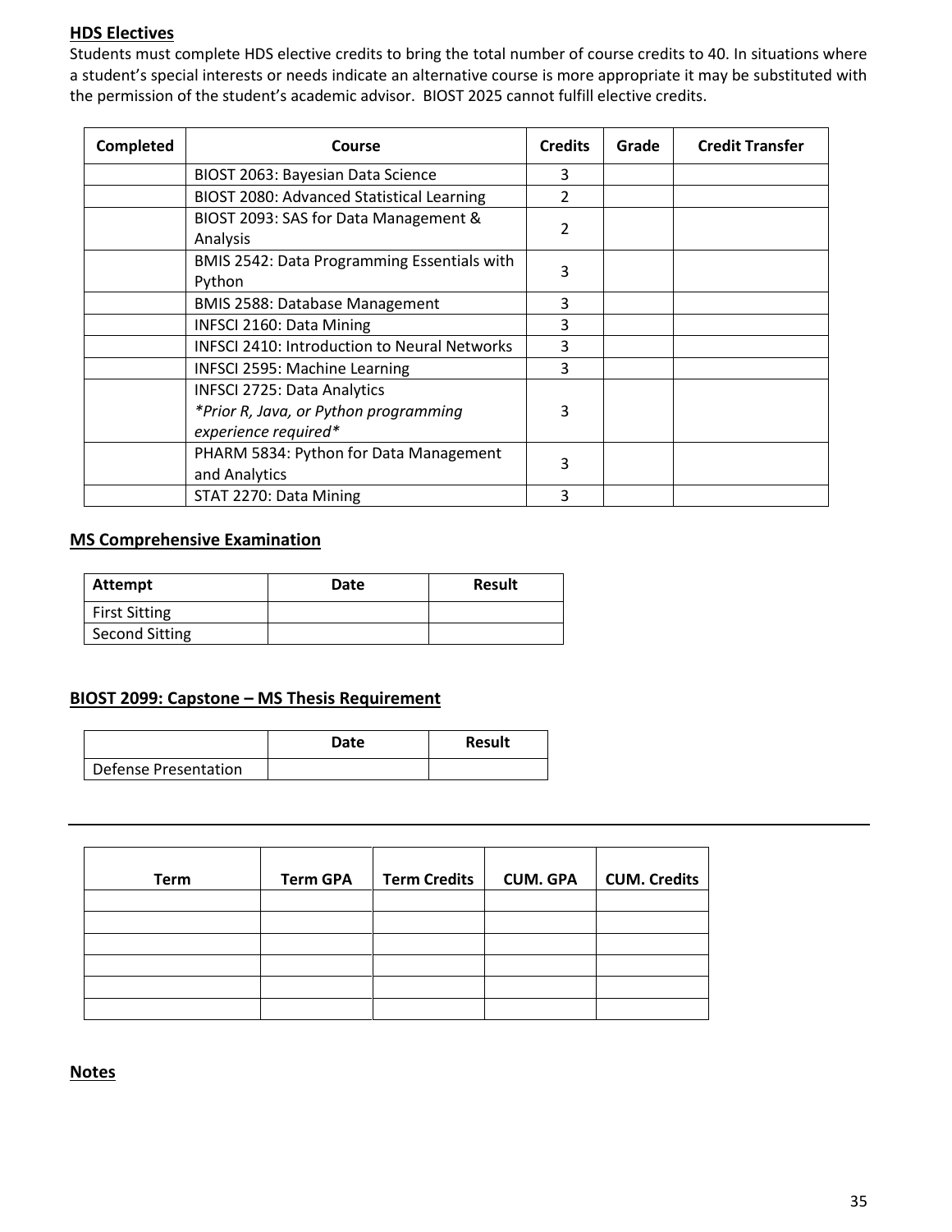## HDS Electives

Students must complete HDS elective credits to bring the total number of course credits to 40. In situations where a student's special interests or needs indicate an alternative course is more appropriate it may be substituted with the permission of the student's academic advisor. BIOST 2025 cannot fulfill elective credits.

| Completed | Course | Credits | Grade | Credit Transfer |
|---|---|---|---|---|
| | BIOST 2063: Bayesian Data Science | 3 | | |
| | BIOST 2080: Advanced Statistical Learning | 2 | | |
| | BIOST 2093: SAS for Data Management & Analysis | 2 | | |
| | BMIS 2542: Data Programming Essentials with Python | 3 | | |
| | BMIS 2588: Database Management | 3 | | |
| | INFSCI 2160: Data Mining | 3 | | |
| | INFSCI 2410: Introduction to Neural Networks | 3 | | |
| | INFSCI 2595: Machine Learning | 3 | | |
| | INFSCI 2725: Data Analytics *\*Prior R, Java, or Python programming experience required\** | 3 | | |
| | PHARM 5834: Python for Data Management and Analytics | 3 | | |
| | STAT 2270: Data Mining | 3 | | |

## MS Comprehensive Examination

| Attempt | Date | Result |
|---|---|---|
| First Sitting | | |
| Second Sitting | | |

## BIOST 2099: Capstone – MS Thesis Requirement

| | Date | Result |
|---|---|---|
| Defense Presentation | | |

---

| Term | Term GPA | Term Credits | CUM. GPA | CUM. Credits |
|---|---|---|---|---|
| | | | | |
| | | | | |
| | | | | |
| | | | | |
| | | | | |
| | | | | |

## Notes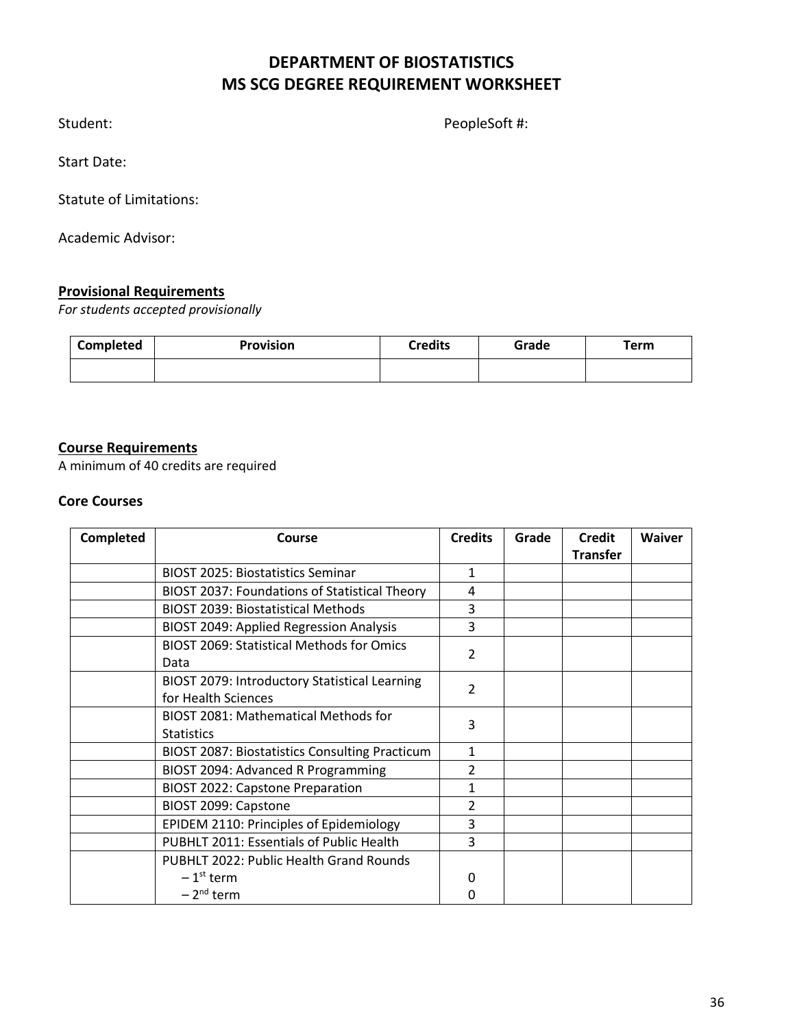# DEPARTMENT OF BIOSTATISTICS
# MS SCG DEGREE REQUIREMENT WORKSHEET

Student: PeopleSoft #:

Start Date:

Statute of Limitations:

Academic Advisor:

**Provisional Requirements**

*For students accepted provisionally*

| Completed | Provision | Credits | Grade | Term |
|---|---|---|---|---|
| | | | | |

**Course Requirements**

A minimum of 40 credits are required

### Core Courses

| Completed | Course | Credits | Grade | Credit Transfer | Waiver |
|---|---|---|---|---|---|
| | BIOST 2025: Biostatistics Seminar | 1 | | | |
| | BIOST 2037: Foundations of Statistical Theory | 4 | | | |
| | BIOST 2039: Biostatistical Methods | 3 | | | |
| | BIOST 2049: Applied Regression Analysis | 3 | | | |
| | BIOST 2069: Statistical Methods for Omics Data | 2 | | | |
| | BIOST 2079: Introductory Statistical Learning for Health Sciences | 2 | | | |
| | BIOST 2081: Mathematical Methods for Statistics | 3 | | | |
| | BIOST 2087: Biostatistics Consulting Practicum | 1 | | | |
| | BIOST 2094: Advanced R Programming | 2 | | | |
| | BIOST 2022: Capstone Preparation | 1 | | | |
| | BIOST 2099: Capstone | 2 | | | |
| | EPIDEM 2110: Principles of Epidemiology | 3 | | | |
| | PUBHLT 2011: Essentials of Public Health | 3 | | | |
| | PUBHLT 2022: Public Health Grand Rounds<br>– 1st term<br>– 2nd term | <br>0<br>0 | | | |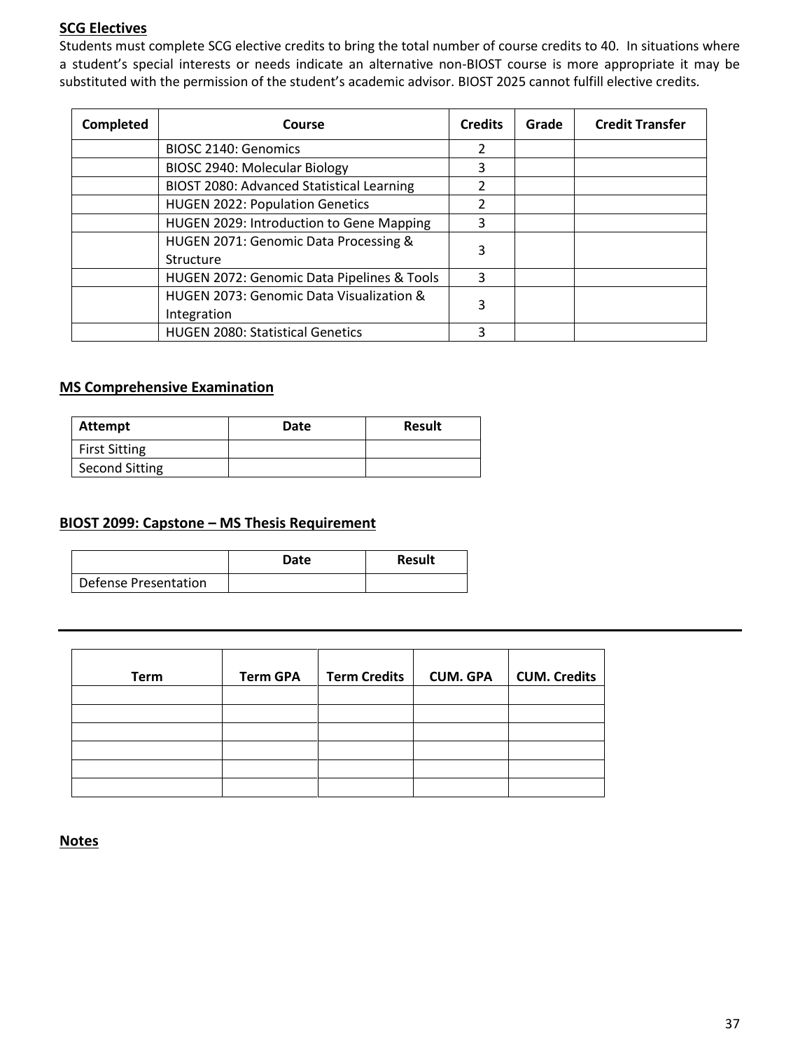## SCG Electives

Students must complete SCG elective credits to bring the total number of course credits to 40. In situations where a student's special interests or needs indicate an alternative non-BIOST course is more appropriate it may be substituted with the permission of the student's academic advisor. BIOST 2025 cannot fulfill elective credits.

| Completed | Course | Credits | Grade | Credit Transfer |
|---|---|---|---|---|
| | BIOSC 2140: Genomics | 2 | | |
| | BIOSC 2940: Molecular Biology | 3 | | |
| | BIOST 2080: Advanced Statistical Learning | 2 | | |
| | HUGEN 2022: Population Genetics | 2 | | |
| | HUGEN 2029: Introduction to Gene Mapping | 3 | | |
| | HUGEN 2071: Genomic Data Processing & Structure | 3 | | |
| | HUGEN 2072: Genomic Data Pipelines & Tools | 3 | | |
| | HUGEN 2073: Genomic Data Visualization & Integration | 3 | | |
| | HUGEN 2080: Statistical Genetics | 3 | | |

## MS Comprehensive Examination

| Attempt | Date | Result |
|---|---|---|
| First Sitting | | |
| Second Sitting | | |

## BIOST 2099: Capstone – MS Thesis Requirement

| | Date | Result |
|---|---|---|
| Defense Presentation | | |

---

| Term | Term GPA | Term Credits | CUM. GPA | CUM. Credits |
|---|---|---|---|---|
| | | | | |
| | | | | |
| | | | | |
| | | | | |
| | | | | |
| | | | | |

## Notes